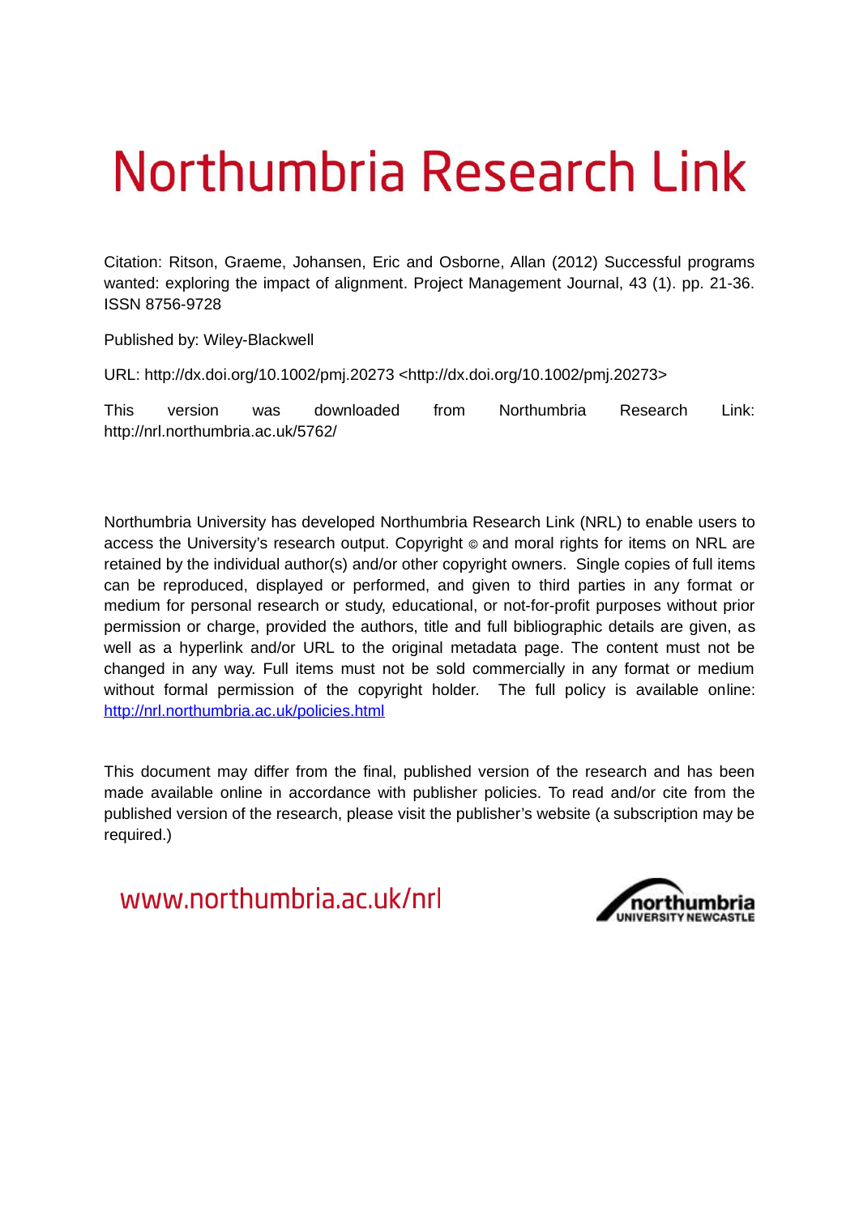# Northumbria Research Link

Citation: Ritson, Graeme, Johansen, Eric and Osborne, Allan (2012) Successful programs wanted: exploring the impact of alignment. Project Management Journal, 43 (1). pp. 21-36. ISSN 8756-9728

Published by: Wiley-Blackwell

URL: http://dx.doi.org/10.1002/pmj.20273 <http://dx.doi.org/10.1002/pmj.20273>

This version was downloaded from Northumbria Research Link: http://nrl.northumbria.ac.uk/5762/

Northumbria University has developed Northumbria Research Link (NRL) to enable users to access the University's research output. Copyright © and moral rights for items on NRL are retained by the individual author(s) and/or other copyright owners. Single copies of full items can be reproduced, displayed or performed, and given to third parties in any format or medium for personal research or study, educational, or not-for-profit purposes without prior permission or charge, provided the authors, title and full bibliographic details are given, as well as a hyperlink and/or URL to the original metadata page. The content must not be changed in any way. Full items must not be sold commercially in any format or medium without formal permission of the copyright holder. The full policy is available online: http://nrl.northumbria.ac.uk/policies.html

This document may differ from the final, published version of the research and has been made available online in accordance with publisher policies. To read and/or cite from the published version of the research, please visit the publisher's website (a subscription may be required.)

www.northumbria.ac.uk/nrl

northumbria UNIVERSITY NEWCASTLE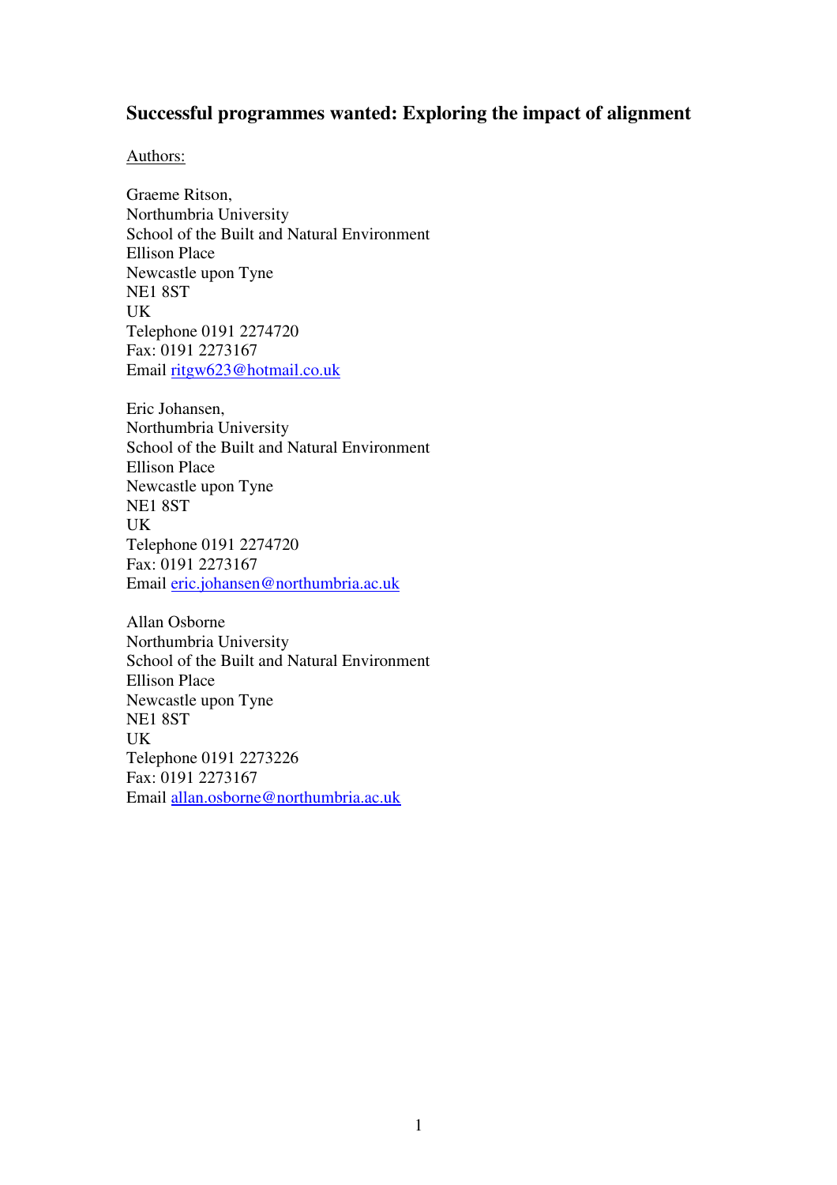# Successful programmes wanted: Exploring the impact of alignment

Authors:

Graeme Ritson,
Northumbria University
School of the Built and Natural Environment
Ellison Place
Newcastle upon Tyne
NE1 8ST
UK
Telephone 0191 2274720
Fax: 0191 2273167
Email ritgw623@hotmail.co.uk

Eric Johansen,
Northumbria University
School of the Built and Natural Environment
Ellison Place
Newcastle upon Tyne
NE1 8ST
UK
Telephone 0191 2274720
Fax: 0191 2273167
Email eric.johansen@northumbria.ac.uk

Allan Osborne
Northumbria University
School of the Built and Natural Environment
Ellison Place
Newcastle upon Tyne
NE1 8ST
UK
Telephone 0191 2273226
Fax: 0191 2273167
Email allan.osborne@northumbria.ac.uk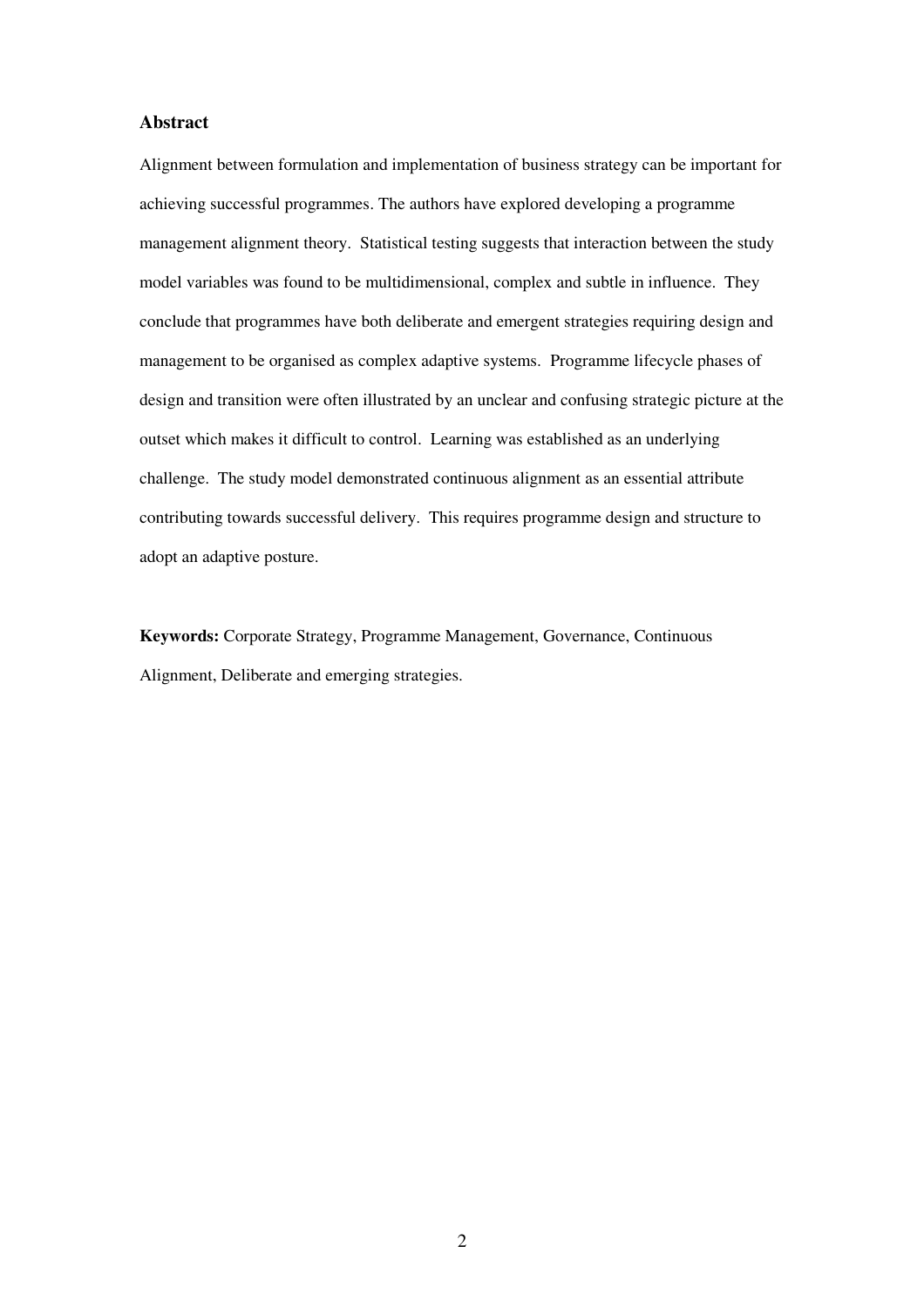## Abstract

Alignment between formulation and implementation of business strategy can be important for achieving successful programmes. The authors have explored developing a programme management alignment theory. Statistical testing suggests that interaction between the study model variables was found to be multidimensional, complex and subtle in influence. They conclude that programmes have both deliberate and emergent strategies requiring design and management to be organised as complex adaptive systems. Programme lifecycle phases of design and transition were often illustrated by an unclear and confusing strategic picture at the outset which makes it difficult to control. Learning was established as an underlying challenge. The study model demonstrated continuous alignment as an essential attribute contributing towards successful delivery. This requires programme design and structure to adopt an adaptive posture.

**Keywords:** Corporate Strategy, Programme Management, Governance, Continuous Alignment, Deliberate and emerging strategies.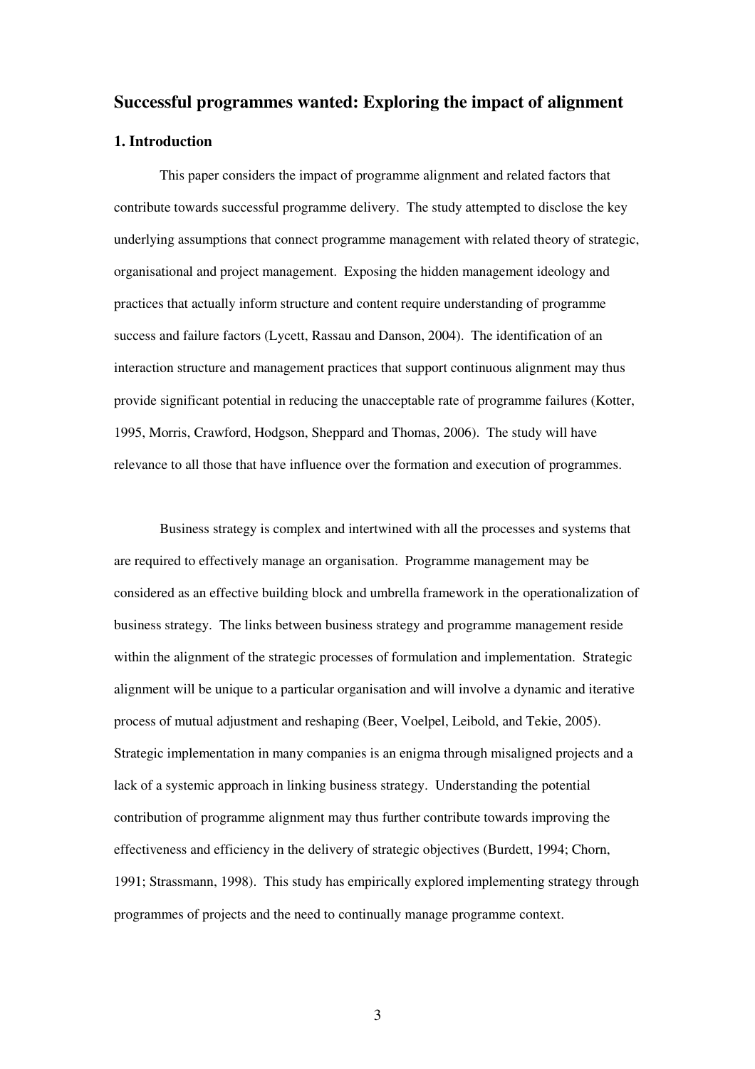# Successful programmes wanted: Exploring the impact of alignment

## 1. Introduction

This paper considers the impact of programme alignment and related factors that contribute towards successful programme delivery. The study attempted to disclose the key underlying assumptions that connect programme management with related theory of strategic, organisational and project management. Exposing the hidden management ideology and practices that actually inform structure and content require understanding of programme success and failure factors (Lycett, Rassau and Danson, 2004). The identification of an interaction structure and management practices that support continuous alignment may thus provide significant potential in reducing the unacceptable rate of programme failures (Kotter, 1995, Morris, Crawford, Hodgson, Sheppard and Thomas, 2006). The study will have relevance to all those that have influence over the formation and execution of programmes.

Business strategy is complex and intertwined with all the processes and systems that are required to effectively manage an organisation. Programme management may be considered as an effective building block and umbrella framework in the operationalization of business strategy. The links between business strategy and programme management reside within the alignment of the strategic processes of formulation and implementation. Strategic alignment will be unique to a particular organisation and will involve a dynamic and iterative process of mutual adjustment and reshaping (Beer, Voelpel, Leibold, and Tekie, 2005). Strategic implementation in many companies is an enigma through misaligned projects and a lack of a systemic approach in linking business strategy. Understanding the potential contribution of programme alignment may thus further contribute towards improving the effectiveness and efficiency in the delivery of strategic objectives (Burdett, 1994; Chorn, 1991; Strassmann, 1998). This study has empirically explored implementing strategy through programmes of projects and the need to continually manage programme context.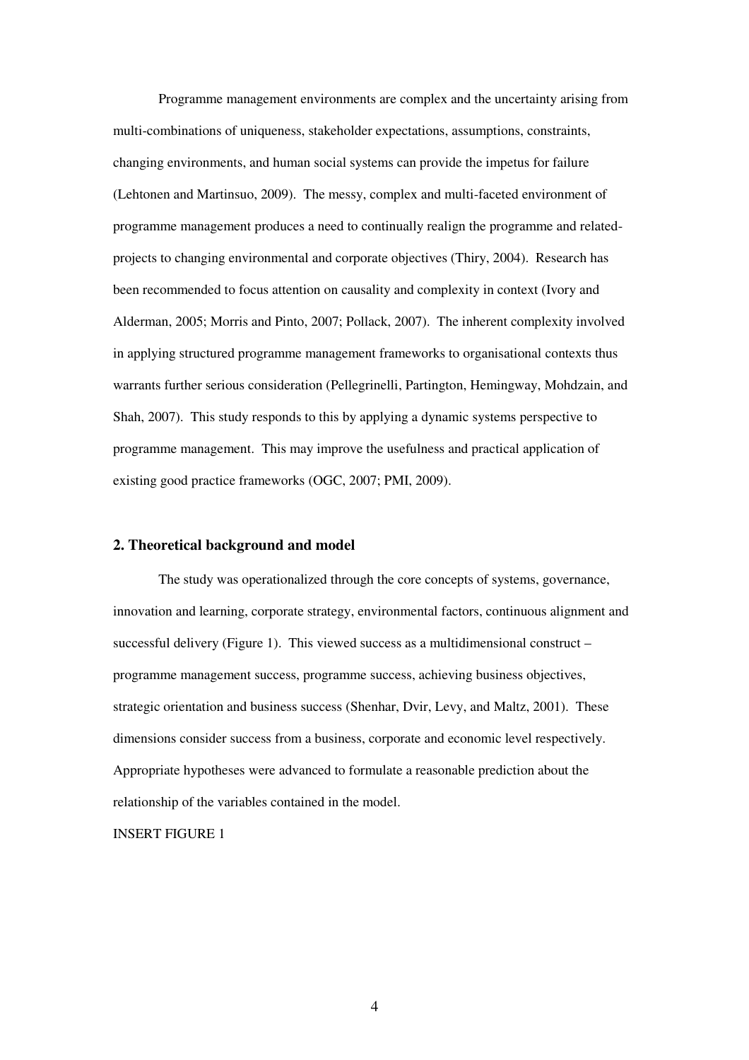Programme management environments are complex and the uncertainty arising from multi-combinations of uniqueness, stakeholder expectations, assumptions, constraints, changing environments, and human social systems can provide the impetus for failure (Lehtonen and Martinsuo, 2009). The messy, complex and multi-faceted environment of programme management produces a need to continually realign the programme and related-projects to changing environmental and corporate objectives (Thiry, 2004). Research has been recommended to focus attention on causality and complexity in context (Ivory and Alderman, 2005; Morris and Pinto, 2007; Pollack, 2007). The inherent complexity involved in applying structured programme management frameworks to organisational contexts thus warrants further serious consideration (Pellegrinelli, Partington, Hemingway, Mohdzain, and Shah, 2007). This study responds to this by applying a dynamic systems perspective to programme management. This may improve the usefulness and practical application of existing good practice frameworks (OGC, 2007; PMI, 2009).

## 2. Theoretical background and model

The study was operationalized through the core concepts of systems, governance, innovation and learning, corporate strategy, environmental factors, continuous alignment and successful delivery (Figure 1). This viewed success as a multidimensional construct – programme management success, programme success, achieving business objectives, strategic orientation and business success (Shenhar, Dvir, Levy, and Maltz, 2001). These dimensions consider success from a business, corporate and economic level respectively. Appropriate hypotheses were advanced to formulate a reasonable prediction about the relationship of the variables contained in the model.

INSERT FIGURE 1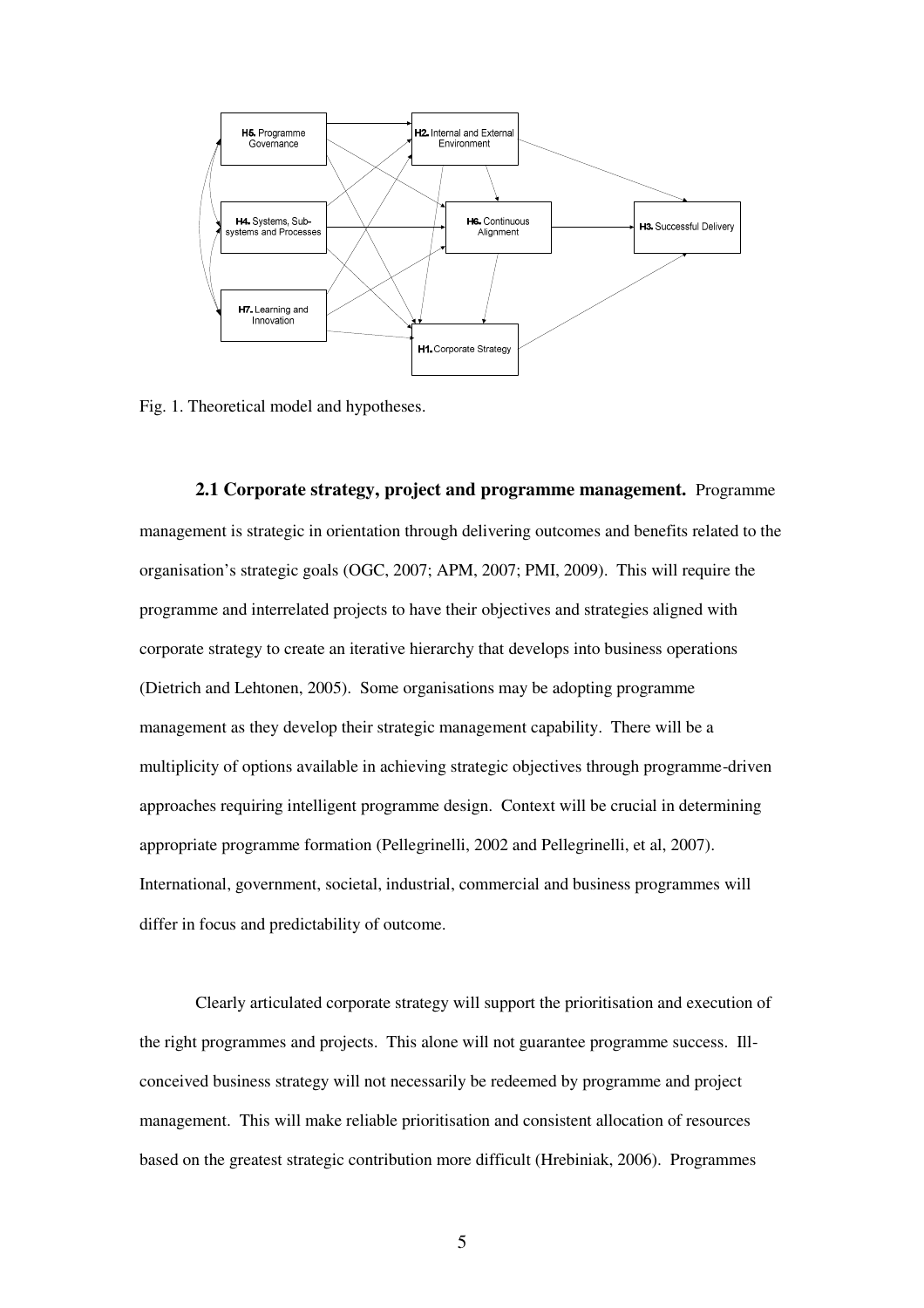Fig. 1. Theoretical model and hypotheses.

**2.1 Corporate strategy, project and programme management.** Programme management is strategic in orientation through delivering outcomes and benefits related to the organisation's strategic goals (OGC, 2007; APM, 2007; PMI, 2009). This will require the programme and interrelated projects to have their objectives and strategies aligned with corporate strategy to create an iterative hierarchy that develops into business operations (Dietrich and Lehtonen, 2005). Some organisations may be adopting programme management as they develop their strategic management capability. There will be a multiplicity of options available in achieving strategic objectives through programme-driven approaches requiring intelligent programme design. Context will be crucial in determining appropriate programme formation (Pellegrinelli, 2002 and Pellegrinelli, et al, 2007). International, government, societal, industrial, commercial and business programmes will differ in focus and predictability of outcome.

Clearly articulated corporate strategy will support the prioritisation and execution of the right programmes and projects. This alone will not guarantee programme success. Ill-conceived business strategy will not necessarily be redeemed by programme and project management. This will make reliable prioritisation and consistent allocation of resources based on the greatest strategic contribution more difficult (Hrebiniak, 2006). Programmes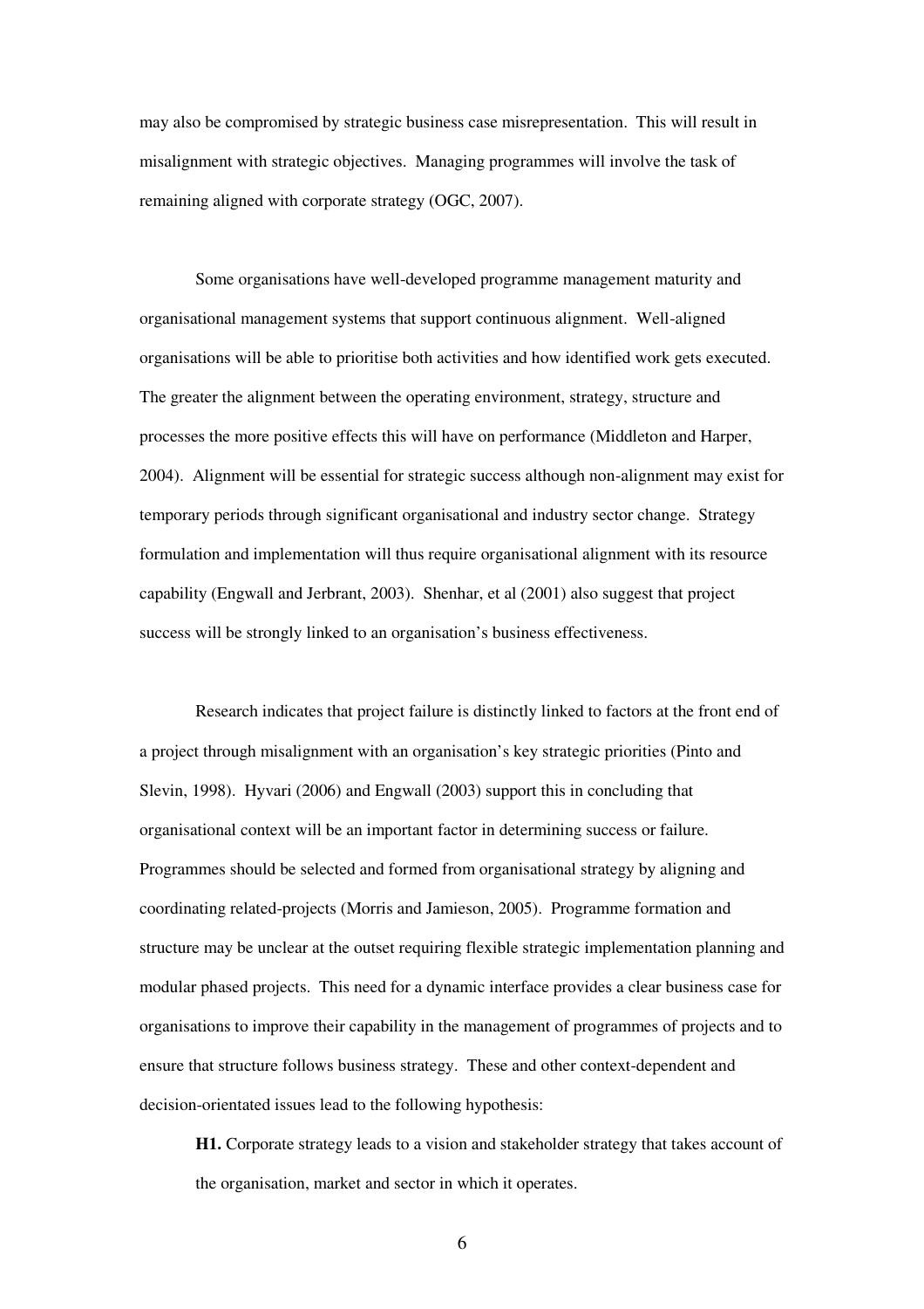may also be compromised by strategic business case misrepresentation. This will result in misalignment with strategic objectives. Managing programmes will involve the task of remaining aligned with corporate strategy (OGC, 2007).

Some organisations have well-developed programme management maturity and organisational management systems that support continuous alignment. Well-aligned organisations will be able to prioritise both activities and how identified work gets executed. The greater the alignment between the operating environment, strategy, structure and processes the more positive effects this will have on performance (Middleton and Harper, 2004). Alignment will be essential for strategic success although non-alignment may exist for temporary periods through significant organisational and industry sector change. Strategy formulation and implementation will thus require organisational alignment with its resource capability (Engwall and Jerbrant, 2003). Shenhar, et al (2001) also suggest that project success will be strongly linked to an organisation's business effectiveness.

Research indicates that project failure is distinctly linked to factors at the front end of a project through misalignment with an organisation's key strategic priorities (Pinto and Slevin, 1998). Hyvari (2006) and Engwall (2003) support this in concluding that organisational context will be an important factor in determining success or failure. Programmes should be selected and formed from organisational strategy by aligning and coordinating related-projects (Morris and Jamieson, 2005). Programme formation and structure may be unclear at the outset requiring flexible strategic implementation planning and modular phased projects. This need for a dynamic interface provides a clear business case for organisations to improve their capability in the management of programmes of projects and to ensure that structure follows business strategy. These and other context-dependent and decision-orientated issues lead to the following hypothesis:

> **H1.** Corporate strategy leads to a vision and stakeholder strategy that takes account of the organisation, market and sector in which it operates.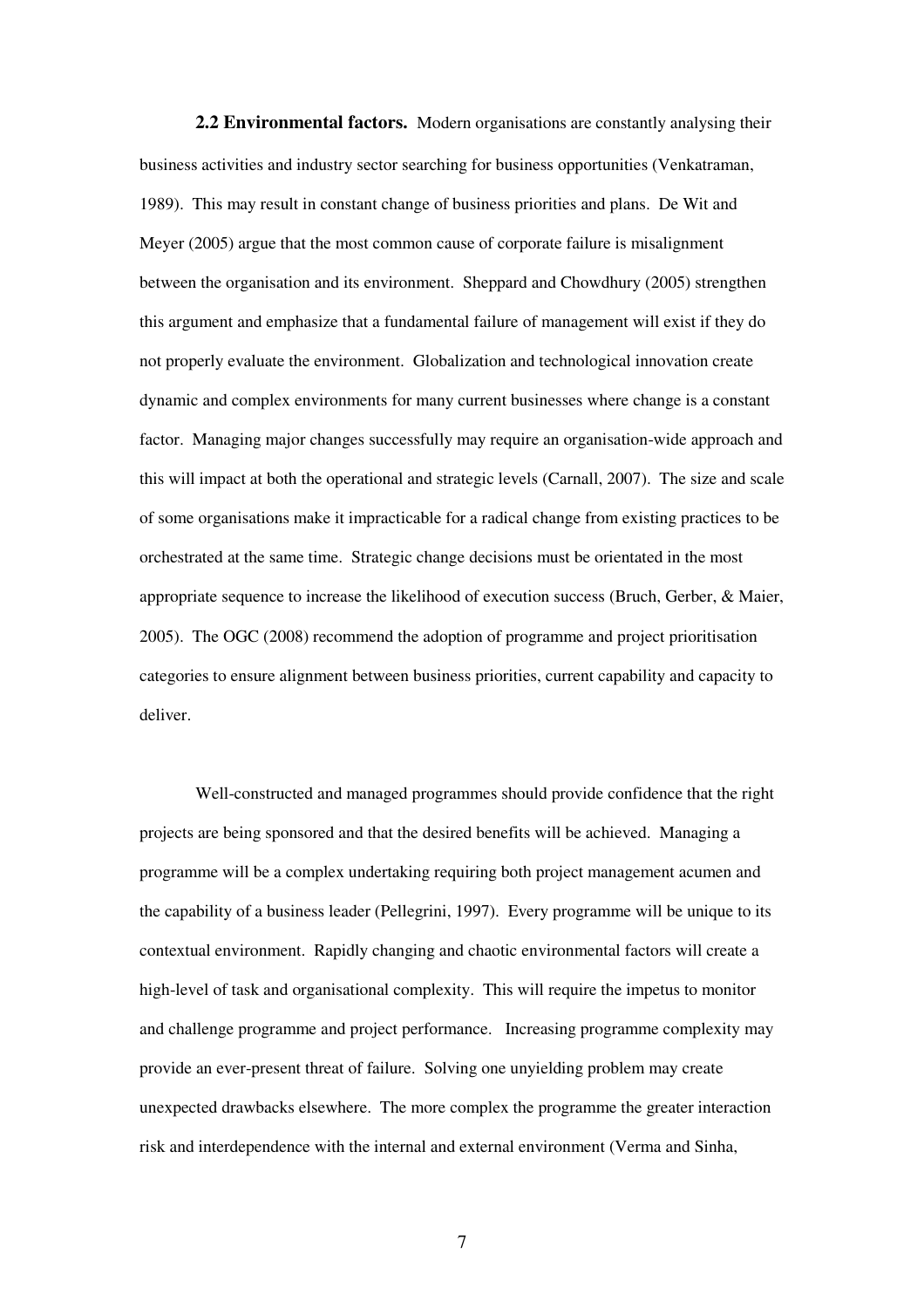**2.2 Environmental factors.** Modern organisations are constantly analysing their business activities and industry sector searching for business opportunities (Venkatraman, 1989). This may result in constant change of business priorities and plans. De Wit and Meyer (2005) argue that the most common cause of corporate failure is misalignment between the organisation and its environment. Sheppard and Chowdhury (2005) strengthen this argument and emphasize that a fundamental failure of management will exist if they do not properly evaluate the environment. Globalization and technological innovation create dynamic and complex environments for many current businesses where change is a constant factor. Managing major changes successfully may require an organisation-wide approach and this will impact at both the operational and strategic levels (Carnall, 2007). The size and scale of some organisations make it impracticable for a radical change from existing practices to be orchestrated at the same time. Strategic change decisions must be orientated in the most appropriate sequence to increase the likelihood of execution success (Bruch, Gerber, & Maier, 2005). The OGC (2008) recommend the adoption of programme and project prioritisation categories to ensure alignment between business priorities, current capability and capacity to deliver.

Well-constructed and managed programmes should provide confidence that the right projects are being sponsored and that the desired benefits will be achieved. Managing a programme will be a complex undertaking requiring both project management acumen and the capability of a business leader (Pellegrini, 1997). Every programme will be unique to its contextual environment. Rapidly changing and chaotic environmental factors will create a high-level of task and organisational complexity. This will require the impetus to monitor and challenge programme and project performance. Increasing programme complexity may provide an ever-present threat of failure. Solving one unyielding problem may create unexpected drawbacks elsewhere. The more complex the programme the greater interaction risk and interdependence with the internal and external environment (Verma and Sinha,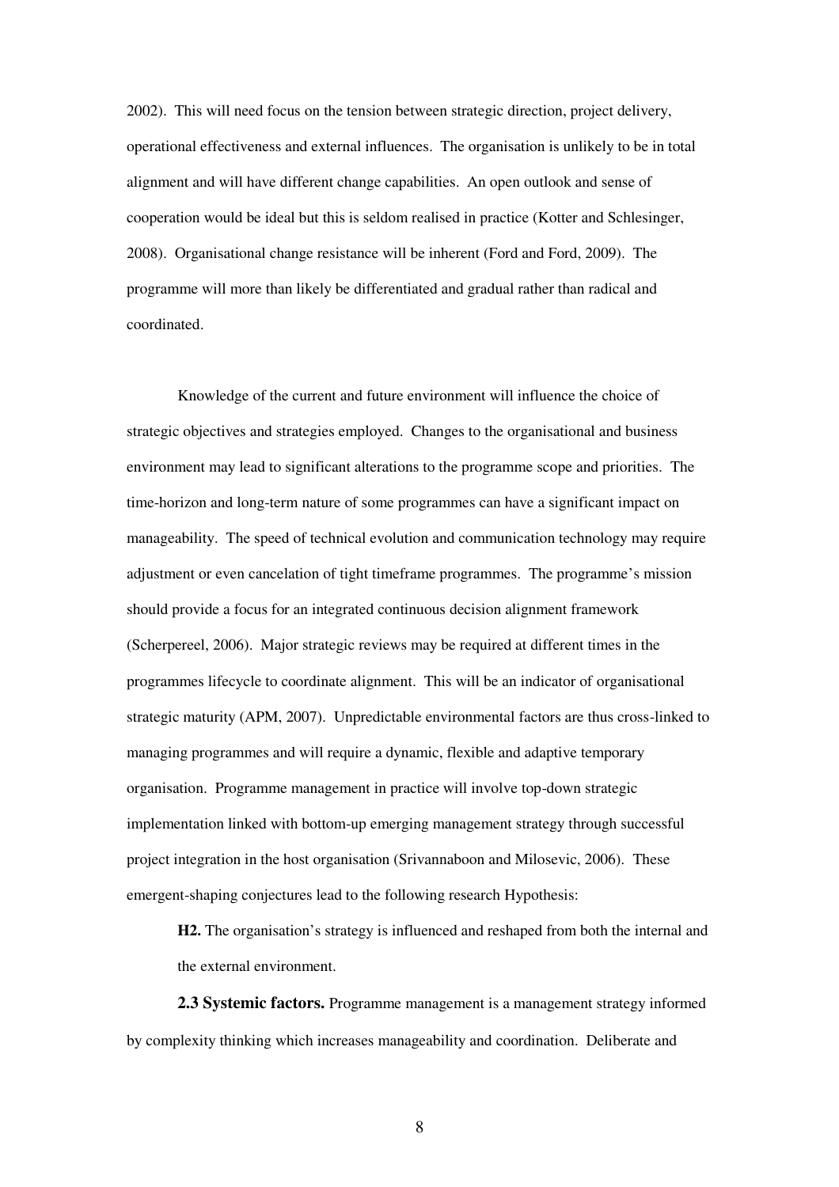2002). This will need focus on the tension between strategic direction, project delivery, operational effectiveness and external influences. The organisation is unlikely to be in total alignment and will have different change capabilities. An open outlook and sense of cooperation would be ideal but this is seldom realised in practice (Kotter and Schlesinger, 2008). Organisational change resistance will be inherent (Ford and Ford, 2009). The programme will more than likely be differentiated and gradual rather than radical and coordinated.

Knowledge of the current and future environment will influence the choice of strategic objectives and strategies employed. Changes to the organisational and business environment may lead to significant alterations to the programme scope and priorities. The time-horizon and long-term nature of some programmes can have a significant impact on manageability. The speed of technical evolution and communication technology may require adjustment or even cancelation of tight timeframe programmes. The programme's mission should provide a focus for an integrated continuous decision alignment framework (Scherpereel, 2006). Major strategic reviews may be required at different times in the programmes lifecycle to coordinate alignment. This will be an indicator of organisational strategic maturity (APM, 2007). Unpredictable environmental factors are thus cross-linked to managing programmes and will require a dynamic, flexible and adaptive temporary organisation. Programme management in practice will involve top-down strategic implementation linked with bottom-up emerging management strategy through successful project integration in the host organisation (Srivannaboon and Milosevic, 2006). These emergent-shaping conjectures lead to the following research Hypothesis:

> **H2.** The organisation's strategy is influenced and reshaped from both the internal and the external environment.

**2.3 Systemic factors.** Programme management is a management strategy informed by complexity thinking which increases manageability and coordination. Deliberate and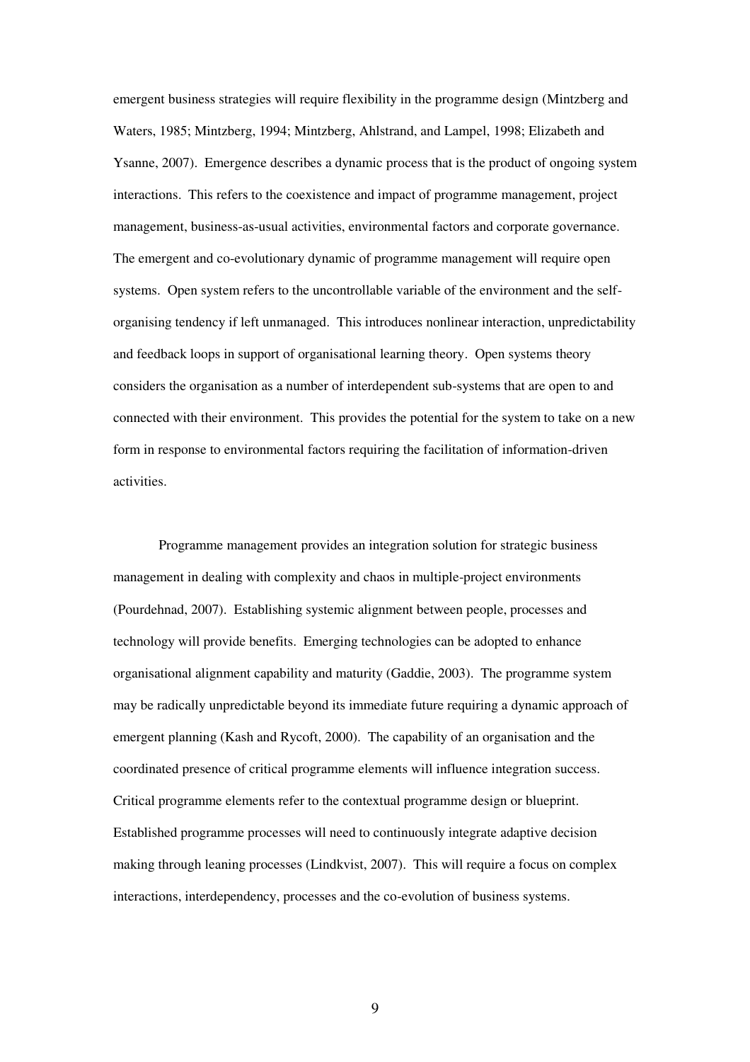emergent business strategies will require flexibility in the programme design (Mintzberg and Waters, 1985; Mintzberg, 1994; Mintzberg, Ahlstrand, and Lampel, 1998; Elizabeth and Ysanne, 2007). Emergence describes a dynamic process that is the product of ongoing system interactions. This refers to the coexistence and impact of programme management, project management, business-as-usual activities, environmental factors and corporate governance. The emergent and co-evolutionary dynamic of programme management will require open systems. Open system refers to the uncontrollable variable of the environment and the self-organising tendency if left unmanaged. This introduces nonlinear interaction, unpredictability and feedback loops in support of organisational learning theory. Open systems theory considers the organisation as a number of interdependent sub-systems that are open to and connected with their environment. This provides the potential for the system to take on a new form in response to environmental factors requiring the facilitation of information-driven activities.

Programme management provides an integration solution for strategic business management in dealing with complexity and chaos in multiple-project environments (Pourdehnad, 2007). Establishing systemic alignment between people, processes and technology will provide benefits. Emerging technologies can be adopted to enhance organisational alignment capability and maturity (Gaddie, 2003). The programme system may be radically unpredictable beyond its immediate future requiring a dynamic approach of emergent planning (Kash and Rycoft, 2000). The capability of an organisation and the coordinated presence of critical programme elements will influence integration success. Critical programme elements refer to the contextual programme design or blueprint. Established programme processes will need to continuously integrate adaptive decision making through leaning processes (Lindkvist, 2007). This will require a focus on complex interactions, interdependency, processes and the co-evolution of business systems.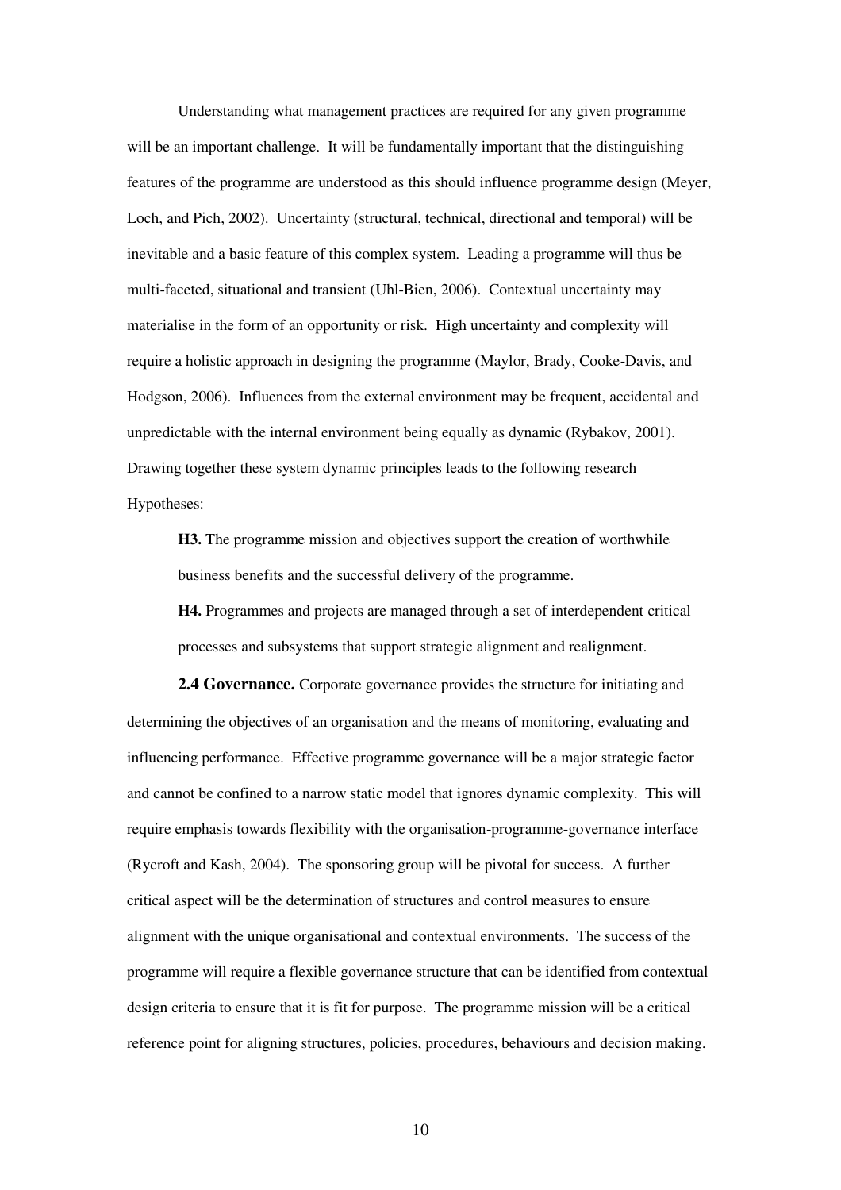Understanding what management practices are required for any given programme will be an important challenge. It will be fundamentally important that the distinguishing features of the programme are understood as this should influence programme design (Meyer, Loch, and Pich, 2002). Uncertainty (structural, technical, directional and temporal) will be inevitable and a basic feature of this complex system. Leading a programme will thus be multi-faceted, situational and transient (Uhl-Bien, 2006). Contextual uncertainty may materialise in the form of an opportunity or risk. High uncertainty and complexity will require a holistic approach in designing the programme (Maylor, Brady, Cooke-Davis, and Hodgson, 2006). Influences from the external environment may be frequent, accidental and unpredictable with the internal environment being equally as dynamic (Rybakov, 2001). Drawing together these system dynamic principles leads to the following research Hypotheses:

**H3.** The programme mission and objectives support the creation of worthwhile business benefits and the successful delivery of the programme.

**H4.** Programmes and projects are managed through a set of interdependent critical processes and subsystems that support strategic alignment and realignment.

**2.4 Governance.** Corporate governance provides the structure for initiating and determining the objectives of an organisation and the means of monitoring, evaluating and influencing performance. Effective programme governance will be a major strategic factor and cannot be confined to a narrow static model that ignores dynamic complexity. This will require emphasis towards flexibility with the organisation-programme-governance interface (Rycroft and Kash, 2004). The sponsoring group will be pivotal for success. A further critical aspect will be the determination of structures and control measures to ensure alignment with the unique organisational and contextual environments. The success of the programme will require a flexible governance structure that can be identified from contextual design criteria to ensure that it is fit for purpose. The programme mission will be a critical reference point for aligning structures, policies, procedures, behaviours and decision making.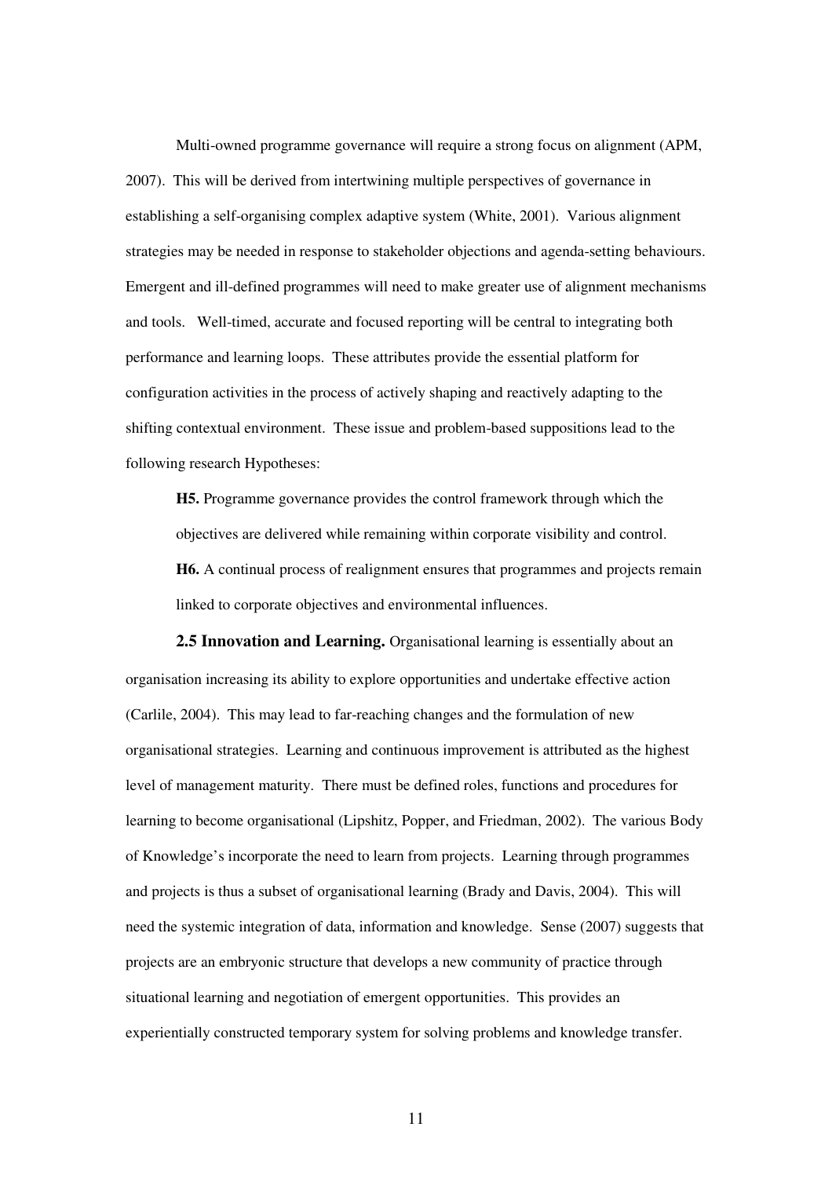Multi-owned programme governance will require a strong focus on alignment (APM, 2007). This will be derived from intertwining multiple perspectives of governance in establishing a self-organising complex adaptive system (White, 2001). Various alignment strategies may be needed in response to stakeholder objections and agenda-setting behaviours. Emergent and ill-defined programmes will need to make greater use of alignment mechanisms and tools. Well-timed, accurate and focused reporting will be central to integrating both performance and learning loops. These attributes provide the essential platform for configuration activities in the process of actively shaping and reactively adapting to the shifting contextual environment. These issue and problem-based suppositions lead to the following research Hypotheses:

> **H5.** Programme governance provides the control framework through which the objectives are delivered while remaining within corporate visibility and control.
>
> **H6.** A continual process of realignment ensures that programmes and projects remain linked to corporate objectives and environmental influences.

**2.5 Innovation and Learning.** Organisational learning is essentially about an organisation increasing its ability to explore opportunities and undertake effective action (Carlile, 2004). This may lead to far-reaching changes and the formulation of new organisational strategies. Learning and continuous improvement is attributed as the highest level of management maturity. There must be defined roles, functions and procedures for learning to become organisational (Lipshitz, Popper, and Friedman, 2002). The various Body of Knowledge's incorporate the need to learn from projects. Learning through programmes and projects is thus a subset of organisational learning (Brady and Davis, 2004). This will need the systemic integration of data, information and knowledge. Sense (2007) suggests that projects are an embryonic structure that develops a new community of practice through situational learning and negotiation of emergent opportunities. This provides an experientially constructed temporary system for solving problems and knowledge transfer.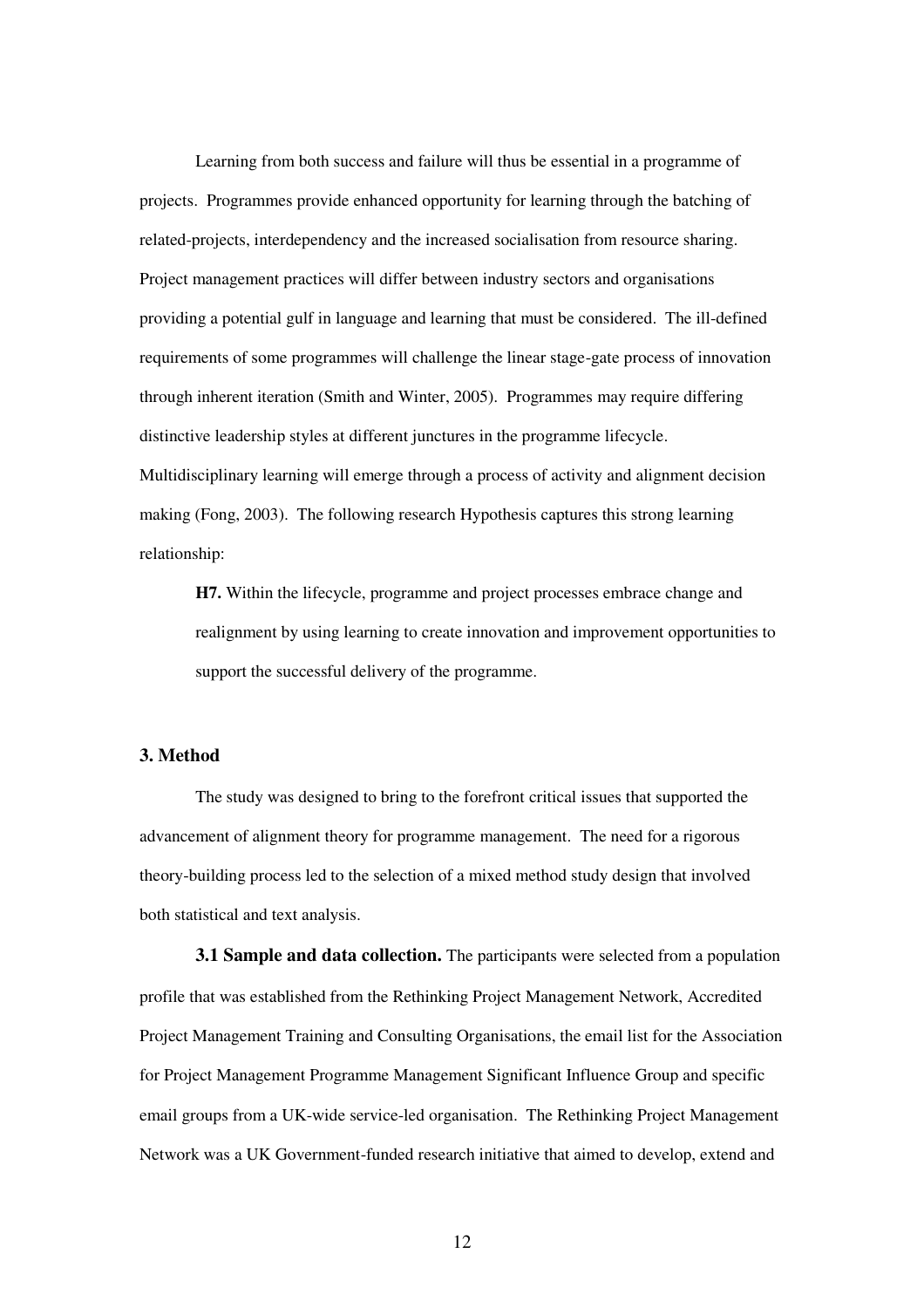Learning from both success and failure will thus be essential in a programme of projects. Programmes provide enhanced opportunity for learning through the batching of related-projects, interdependency and the increased socialisation from resource sharing. Project management practices will differ between industry sectors and organisations providing a potential gulf in language and learning that must be considered. The ill-defined requirements of some programmes will challenge the linear stage-gate process of innovation through inherent iteration (Smith and Winter, 2005). Programmes may require differing distinctive leadership styles at different junctures in the programme lifecycle. Multidisciplinary learning will emerge through a process of activity and alignment decision making (Fong, 2003). The following research Hypothesis captures this strong learning relationship:

> **H7.** Within the lifecycle, programme and project processes embrace change and realignment by using learning to create innovation and improvement opportunities to support the successful delivery of the programme.

## 3. Method

The study was designed to bring to the forefront critical issues that supported the advancement of alignment theory for programme management. The need for a rigorous theory-building process led to the selection of a mixed method study design that involved both statistical and text analysis.

**3.1 Sample and data collection.** The participants were selected from a population profile that was established from the Rethinking Project Management Network, Accredited Project Management Training and Consulting Organisations, the email list for the Association for Project Management Programme Management Significant Influence Group and specific email groups from a UK-wide service-led organisation. The Rethinking Project Management Network was a UK Government-funded research initiative that aimed to develop, extend and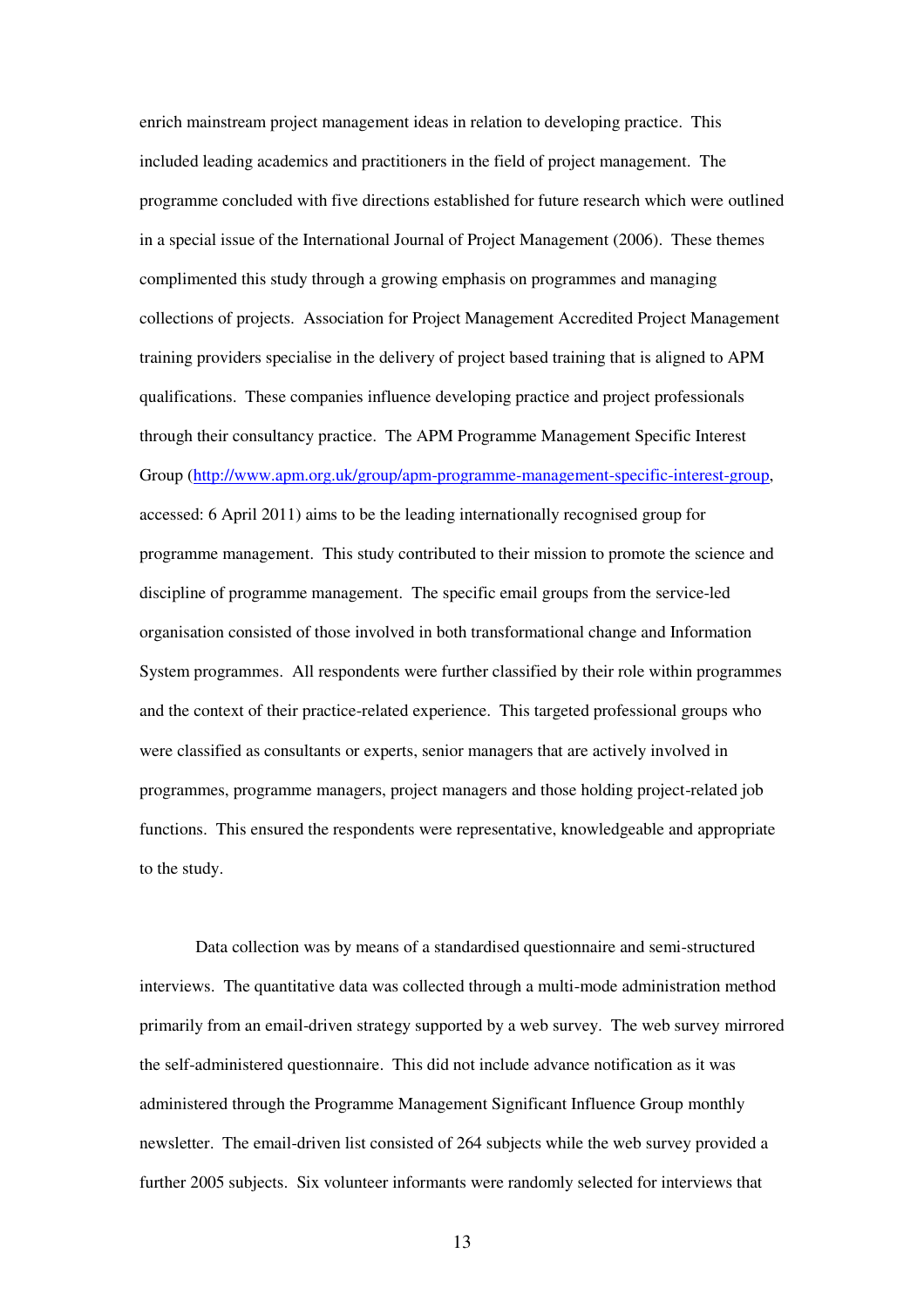enrich mainstream project management ideas in relation to developing practice. This included leading academics and practitioners in the field of project management. The programme concluded with five directions established for future research which were outlined in a special issue of the International Journal of Project Management (2006). These themes complimented this study through a growing emphasis on programmes and managing collections of projects. Association for Project Management Accredited Project Management training providers specialise in the delivery of project based training that is aligned to APM qualifications. These companies influence developing practice and project professionals through their consultancy practice. The APM Programme Management Specific Interest Group (http://www.apm.org.uk/group/apm-programme-management-specific-interest-group, accessed: 6 April 2011) aims to be the leading internationally recognised group for programme management. This study contributed to their mission to promote the science and discipline of programme management. The specific email groups from the service-led organisation consisted of those involved in both transformational change and Information System programmes. All respondents were further classified by their role within programmes and the context of their practice-related experience. This targeted professional groups who were classified as consultants or experts, senior managers that are actively involved in programmes, programme managers, project managers and those holding project-related job functions. This ensured the respondents were representative, knowledgeable and appropriate to the study.

Data collection was by means of a standardised questionnaire and semi-structured interviews. The quantitative data was collected through a multi-mode administration method primarily from an email-driven strategy supported by a web survey. The web survey mirrored the self-administered questionnaire. This did not include advance notification as it was administered through the Programme Management Significant Influence Group monthly newsletter. The email-driven list consisted of 264 subjects while the web survey provided a further 2005 subjects. Six volunteer informants were randomly selected for interviews that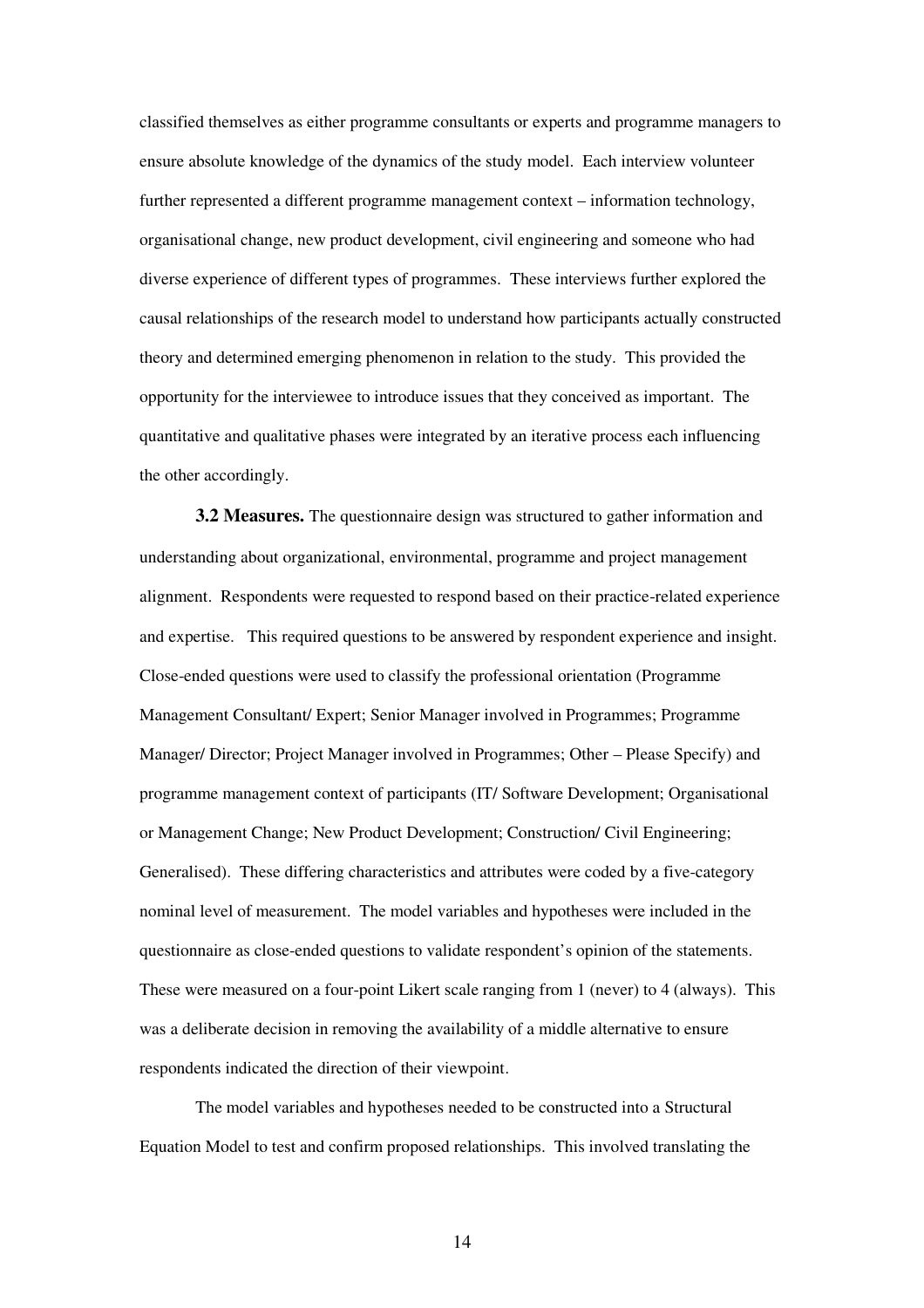classified themselves as either programme consultants or experts and programme managers to ensure absolute knowledge of the dynamics of the study model. Each interview volunteer further represented a different programme management context – information technology, organisational change, new product development, civil engineering and someone who had diverse experience of different types of programmes. These interviews further explored the causal relationships of the research model to understand how participants actually constructed theory and determined emerging phenomenon in relation to the study. This provided the opportunity for the interviewee to introduce issues that they conceived as important. The quantitative and qualitative phases were integrated by an iterative process each influencing the other accordingly.

**3.2 Measures.** The questionnaire design was structured to gather information and understanding about organizational, environmental, programme and project management alignment. Respondents were requested to respond based on their practice-related experience and expertise. This required questions to be answered by respondent experience and insight. Close-ended questions were used to classify the professional orientation (Programme Management Consultant/ Expert; Senior Manager involved in Programmes; Programme Manager/ Director; Project Manager involved in Programmes; Other – Please Specify) and programme management context of participants (IT/ Software Development; Organisational or Management Change; New Product Development; Construction/ Civil Engineering; Generalised). These differing characteristics and attributes were coded by a five-category nominal level of measurement. The model variables and hypotheses were included in the questionnaire as close-ended questions to validate respondent's opinion of the statements. These were measured on a four-point Likert scale ranging from 1 (never) to 4 (always). This was a deliberate decision in removing the availability of a middle alternative to ensure respondents indicated the direction of their viewpoint.

The model variables and hypotheses needed to be constructed into a Structural Equation Model to test and confirm proposed relationships. This involved translating the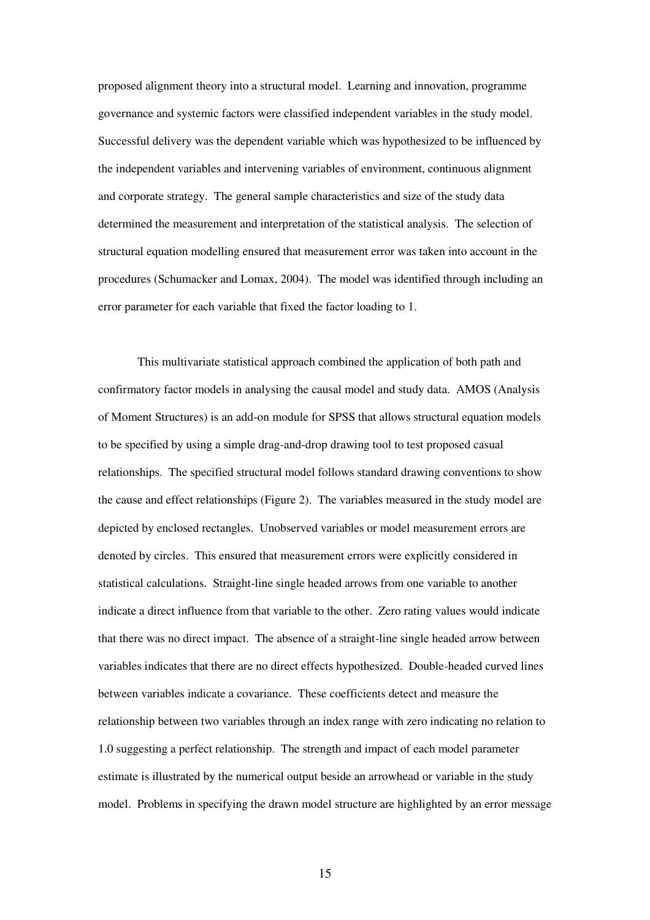proposed alignment theory into a structural model. Learning and innovation, programme governance and systemic factors were classified independent variables in the study model. Successful delivery was the dependent variable which was hypothesized to be influenced by the independent variables and intervening variables of environment, continuous alignment and corporate strategy. The general sample characteristics and size of the study data determined the measurement and interpretation of the statistical analysis. The selection of structural equation modelling ensured that measurement error was taken into account in the procedures (Schumacker and Lomax, 2004). The model was identified through including an error parameter for each variable that fixed the factor loading to 1.

This multivariate statistical approach combined the application of both path and confirmatory factor models in analysing the causal model and study data. AMOS (Analysis of Moment Structures) is an add-on module for SPSS that allows structural equation models to be specified by using a simple drag-and-drop drawing tool to test proposed casual relationships. The specified structural model follows standard drawing conventions to show the cause and effect relationships (Figure 2). The variables measured in the study model are depicted by enclosed rectangles. Unobserved variables or model measurement errors are denoted by circles. This ensured that measurement errors were explicitly considered in statistical calculations. Straight-line single headed arrows from one variable to another indicate a direct influence from that variable to the other. Zero rating values would indicate that there was no direct impact. The absence of a straight-line single headed arrow between variables indicates that there are no direct effects hypothesized. Double-headed curved lines between variables indicate a covariance. These coefficients detect and measure the relationship between two variables through an index range with zero indicating no relation to 1.0 suggesting a perfect relationship. The strength and impact of each model parameter estimate is illustrated by the numerical output beside an arrowhead or variable in the study model. Problems in specifying the drawn model structure are highlighted by an error message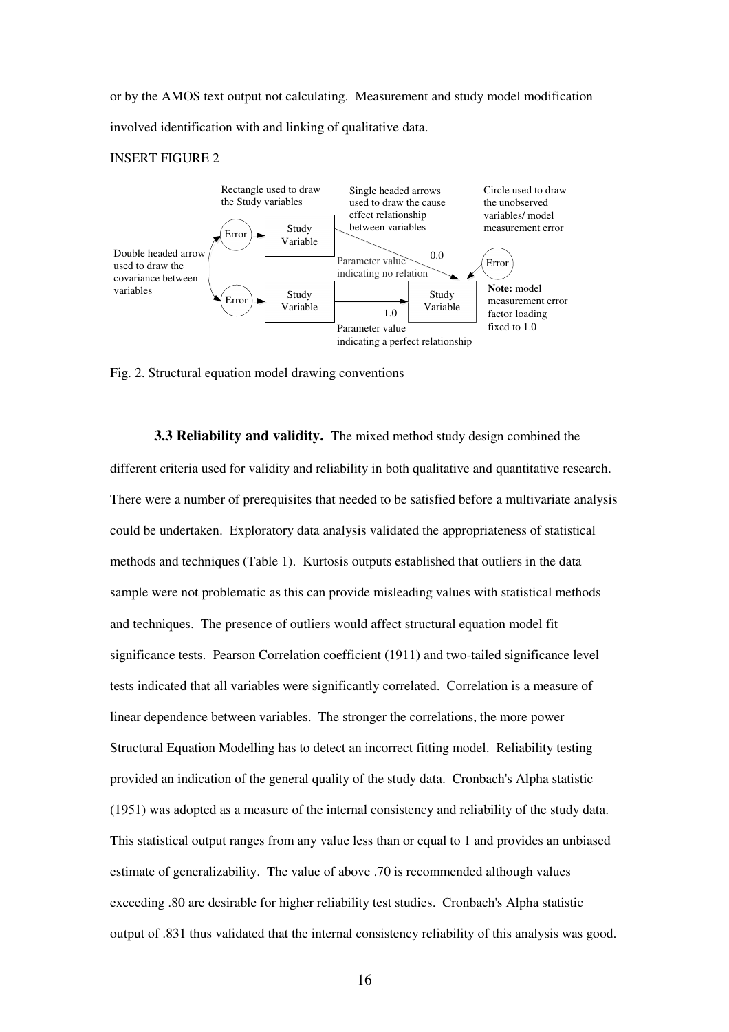or by the AMOS text output not calculating. Measurement and study model modification involved identification with and linking of qualitative data.

INSERT FIGURE 2

Rectangle used to draw the Study variables

Single headed arrows used to draw the cause effect relationship between variables

Circle used to draw the unobserved variables/ model measurement error

Double headed arrow used to draw the covariance between variables

Error → Study Variable

Error → Study Variable

0.0

Parameter value indicating no relation

Error → Study Variable

1.0

Parameter value indicating a perfect relationship

**Note:** model measurement error factor loading fixed to 1.0

Fig. 2. Structural equation model drawing conventions

**3.3 Reliability and validity.** The mixed method study design combined the different criteria used for validity and reliability in both qualitative and quantitative research. There were a number of prerequisites that needed to be satisfied before a multivariate analysis could be undertaken. Exploratory data analysis validated the appropriateness of statistical methods and techniques (Table 1). Kurtosis outputs established that outliers in the data sample were not problematic as this can provide misleading values with statistical methods and techniques. The presence of outliers would affect structural equation model fit significance tests. Pearson Correlation coefficient (1911) and two-tailed significance level tests indicated that all variables were significantly correlated. Correlation is a measure of linear dependence between variables. The stronger the correlations, the more power Structural Equation Modelling has to detect an incorrect fitting model. Reliability testing provided an indication of the general quality of the study data. Cronbach's Alpha statistic (1951) was adopted as a measure of the internal consistency and reliability of the study data. This statistical output ranges from any value less than or equal to 1 and provides an unbiased estimate of generalizability. The value of above .70 is recommended although values exceeding .80 are desirable for higher reliability test studies. Cronbach's Alpha statistic output of .831 thus validated that the internal consistency reliability of this analysis was good.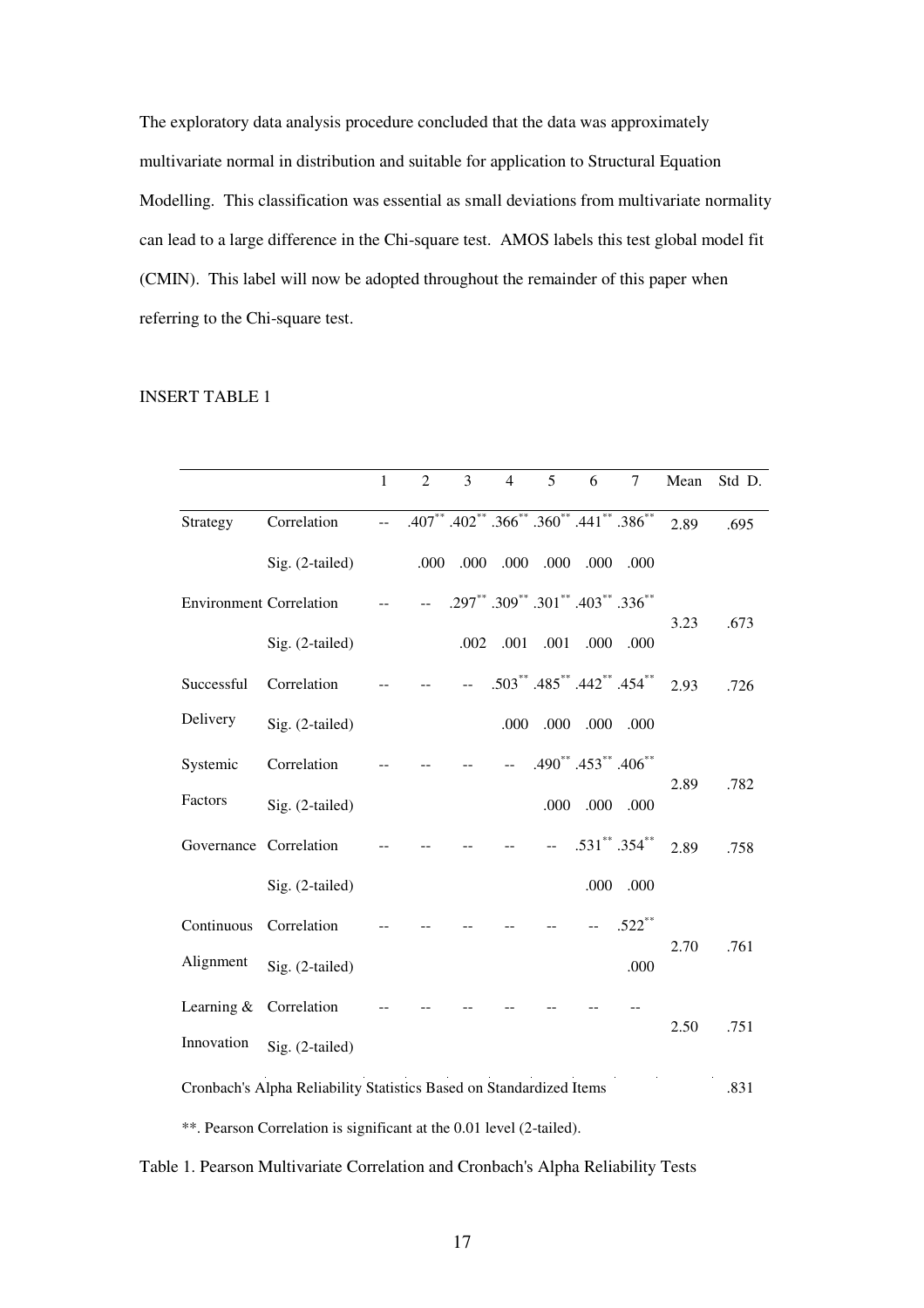The exploratory data analysis procedure concluded that the data was approximately multivariate normal in distribution and suitable for application to Structural Equation Modelling. This classification was essential as small deviations from multivariate normality can lead to a large difference in the Chi-square test. AMOS labels this test global model fit (CMIN). This label will now be adopted throughout the remainder of this paper when referring to the Chi-square test.

INSERT TABLE 1

| | | 1 | 2 | 3 | 4 | 5 | 6 | 7 | Mean | Std D. |
|---|---|---|---|---|---|---|---|---|---|---|
| Strategy | Correlation | -- | .407** | .402** | .366** | .360** | .441** | .386** | 2.89 | .695 |
| | Sig. (2-tailed) | | .000 | .000 | .000 | .000 | .000 | .000 | | |
| Environment | Correlation | -- | -- | .297** | .309** | .301** | .403** | .336** | 3.23 | .673 |
| | Sig. (2-tailed) | | | .002 | .001 | .001 | .000 | .000 | | |
| Successful Delivery | Correlation | -- | -- | -- | .503** | .485** | .442** | .454** | 2.93 | .726 |
| | Sig. (2-tailed) | | | | .000 | .000 | .000 | .000 | | |
| Systemic Factors | Correlation | -- | -- | -- | -- | .490** | .453** | .406** | 2.89 | .782 |
| | Sig. (2-tailed) | | | | | .000 | .000 | .000 | | |
| Governance | Correlation | -- | -- | -- | -- | -- | .531** | .354** | 2.89 | .758 |
| | Sig. (2-tailed) | | | | | | .000 | .000 | | |
| Continuous Alignment | Correlation | -- | -- | -- | -- | -- | -- | .522** | 2.70 | .761 |
| | Sig. (2-tailed) | | | | | | | .000 | | |
| Learning & Innovation | Correlation | -- | -- | -- | -- | -- | -- | -- | 2.50 | .751 |
| | Sig. (2-tailed) | | | | | | | | | |
| Cronbach's Alpha Reliability Statistics Based on Standardized Items | | | | | | | | | | .831 |

**. Pearson Correlation is significant at the 0.01 level (2-tailed).

Table 1. Pearson Multivariate Correlation and Cronbach's Alpha Reliability Tests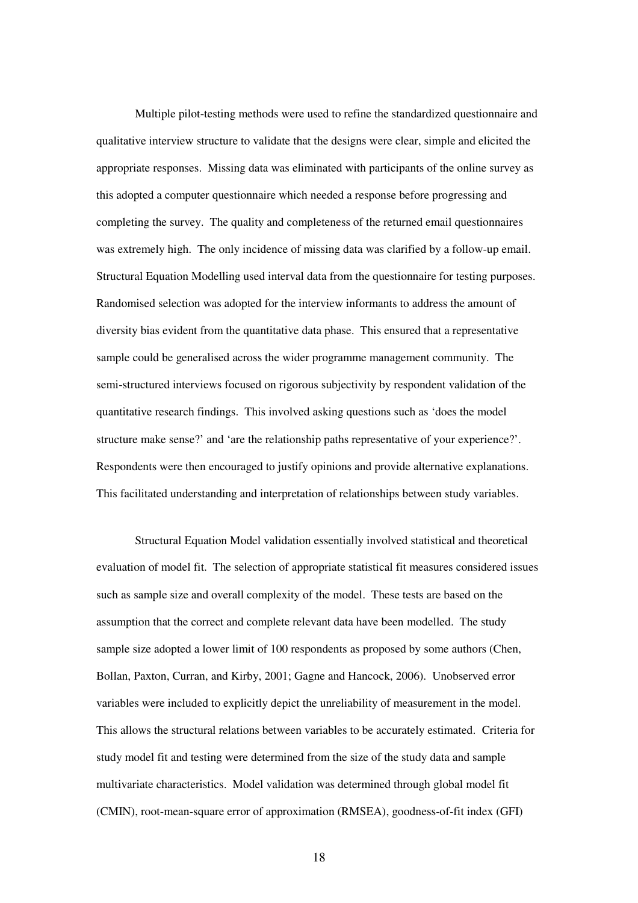Multiple pilot-testing methods were used to refine the standardized questionnaire and qualitative interview structure to validate that the designs were clear, simple and elicited the appropriate responses. Missing data was eliminated with participants of the online survey as this adopted a computer questionnaire which needed a response before progressing and completing the survey. The quality and completeness of the returned email questionnaires was extremely high. The only incidence of missing data was clarified by a follow-up email. Structural Equation Modelling used interval data from the questionnaire for testing purposes. Randomised selection was adopted for the interview informants to address the amount of diversity bias evident from the quantitative data phase. This ensured that a representative sample could be generalised across the wider programme management community. The semi-structured interviews focused on rigorous subjectivity by respondent validation of the quantitative research findings. This involved asking questions such as 'does the model structure make sense?' and 'are the relationship paths representative of your experience?'. Respondents were then encouraged to justify opinions and provide alternative explanations. This facilitated understanding and interpretation of relationships between study variables.

Structural Equation Model validation essentially involved statistical and theoretical evaluation of model fit. The selection of appropriate statistical fit measures considered issues such as sample size and overall complexity of the model. These tests are based on the assumption that the correct and complete relevant data have been modelled. The study sample size adopted a lower limit of 100 respondents as proposed by some authors (Chen, Bollan, Paxton, Curran, and Kirby, 2001; Gagne and Hancock, 2006). Unobserved error variables were included to explicitly depict the unreliability of measurement in the model. This allows the structural relations between variables to be accurately estimated. Criteria for study model fit and testing were determined from the size of the study data and sample multivariate characteristics. Model validation was determined through global model fit (CMIN), root-mean-square error of approximation (RMSEA), goodness-of-fit index (GFI)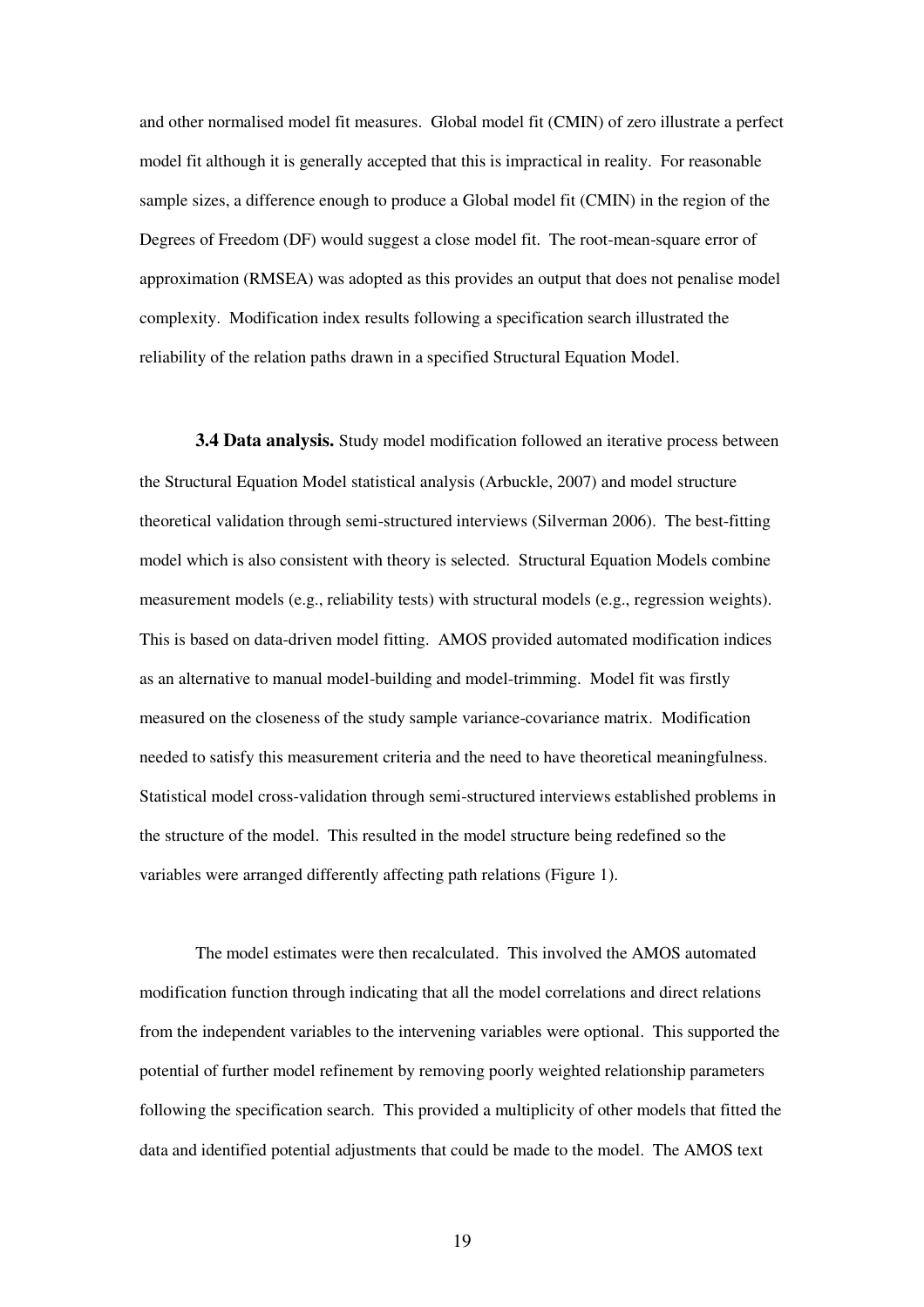and other normalised model fit measures. Global model fit (CMIN) of zero illustrate a perfect model fit although it is generally accepted that this is impractical in reality. For reasonable sample sizes, a difference enough to produce a Global model fit (CMIN) in the region of the Degrees of Freedom (DF) would suggest a close model fit. The root-mean-square error of approximation (RMSEA) was adopted as this provides an output that does not penalise model complexity. Modification index results following a specification search illustrated the reliability of the relation paths drawn in a specified Structural Equation Model.

**3.4 Data analysis.** Study model modification followed an iterative process between the Structural Equation Model statistical analysis (Arbuckle, 2007) and model structure theoretical validation through semi-structured interviews (Silverman 2006). The best-fitting model which is also consistent with theory is selected. Structural Equation Models combine measurement models (e.g., reliability tests) with structural models (e.g., regression weights). This is based on data-driven model fitting. AMOS provided automated modification indices as an alternative to manual model-building and model-trimming. Model fit was firstly measured on the closeness of the study sample variance-covariance matrix. Modification needed to satisfy this measurement criteria and the need to have theoretical meaningfulness. Statistical model cross-validation through semi-structured interviews established problems in the structure of the model. This resulted in the model structure being redefined so the variables were arranged differently affecting path relations (Figure 1).

The model estimates were then recalculated. This involved the AMOS automated modification function through indicating that all the model correlations and direct relations from the independent variables to the intervening variables were optional. This supported the potential of further model refinement by removing poorly weighted relationship parameters following the specification search. This provided a multiplicity of other models that fitted the data and identified potential adjustments that could be made to the model. The AMOS text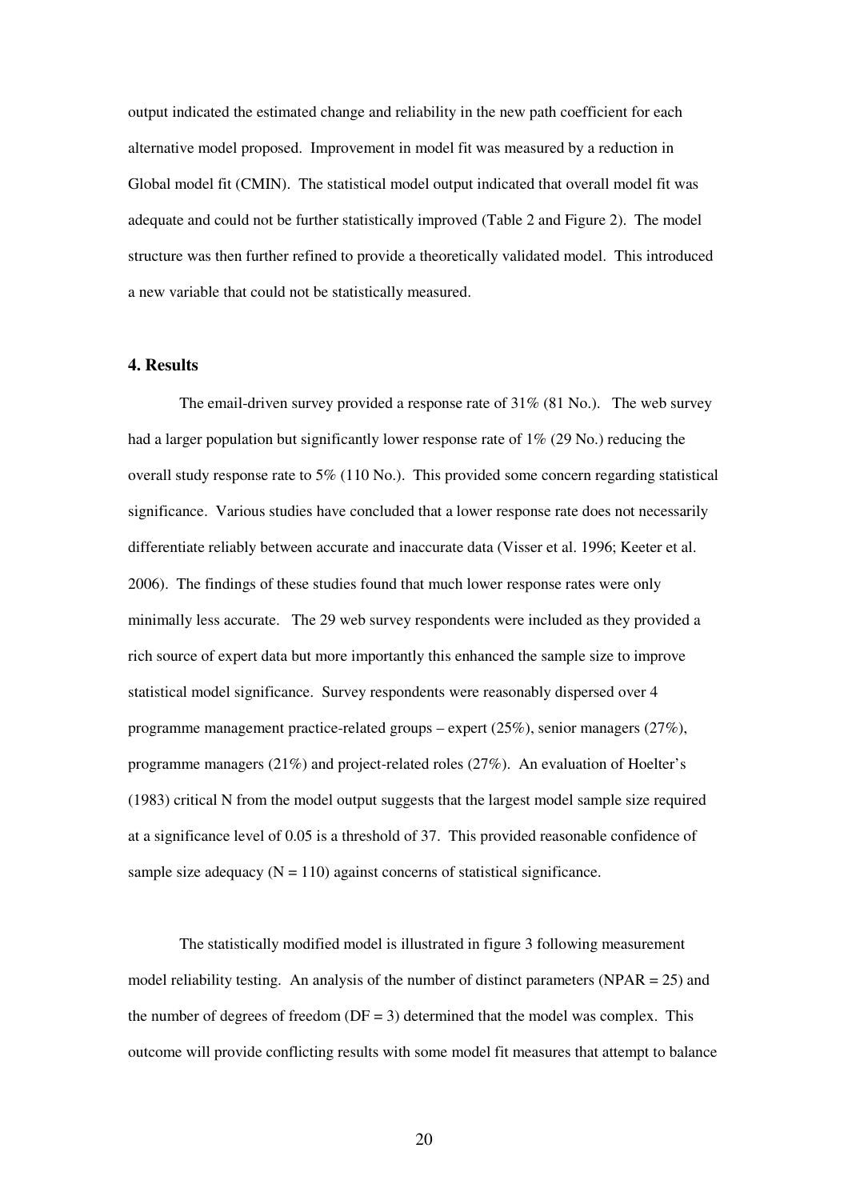output indicated the estimated change and reliability in the new path coefficient for each alternative model proposed. Improvement in model fit was measured by a reduction in Global model fit (CMIN). The statistical model output indicated that overall model fit was adequate and could not be further statistically improved (Table 2 and Figure 2). The model structure was then further refined to provide a theoretically validated model. This introduced a new variable that could not be statistically measured.

## 4. Results

The email-driven survey provided a response rate of 31% (81 No.). The web survey had a larger population but significantly lower response rate of 1% (29 No.) reducing the overall study response rate to 5% (110 No.). This provided some concern regarding statistical significance. Various studies have concluded that a lower response rate does not necessarily differentiate reliably between accurate and inaccurate data (Visser et al. 1996; Keeter et al. 2006). The findings of these studies found that much lower response rates were only minimally less accurate. The 29 web survey respondents were included as they provided a rich source of expert data but more importantly this enhanced the sample size to improve statistical model significance. Survey respondents were reasonably dispersed over 4 programme management practice-related groups – expert (25%), senior managers (27%), programme managers (21%) and project-related roles (27%). An evaluation of Hoelter's (1983) critical N from the model output suggests that the largest model sample size required at a significance level of 0.05 is a threshold of 37. This provided reasonable confidence of sample size adequacy (N = 110) against concerns of statistical significance.

The statistically modified model is illustrated in figure 3 following measurement model reliability testing. An analysis of the number of distinct parameters (NPAR = 25) and the number of degrees of freedom (DF = 3) determined that the model was complex. This outcome will provide conflicting results with some model fit measures that attempt to balance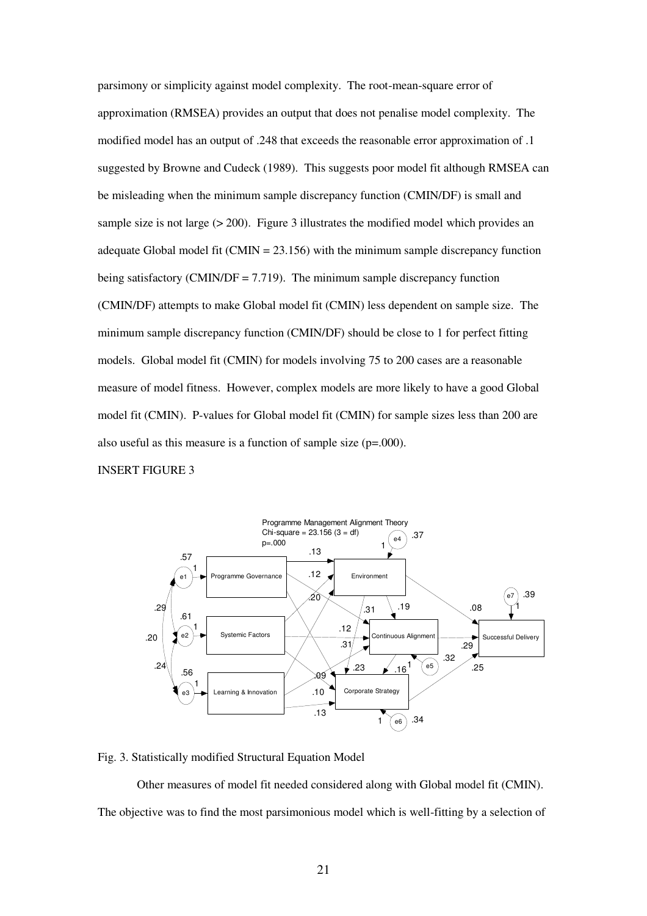parsimony or simplicity against model complexity. The root-mean-square error of approximation (RMSEA) provides an output that does not penalise model complexity. The modified model has an output of .248 that exceeds the reasonable error approximation of .1 suggested by Browne and Cudeck (1989). This suggests poor model fit although RMSEA can be misleading when the minimum sample discrepancy function (CMIN/DF) is small and sample size is not large (> 200). Figure 3 illustrates the modified model which provides an adequate Global model fit (CMIN = 23.156) with the minimum sample discrepancy function being satisfactory (CMIN/DF = 7.719). The minimum sample discrepancy function (CMIN/DF) attempts to make Global model fit (CMIN) less dependent on sample size. The minimum sample discrepancy function (CMIN/DF) should be close to 1 for perfect fitting models. Global model fit (CMIN) for models involving 75 to 200 cases are a reasonable measure of model fitness. However, complex models are more likely to have a good Global model fit (CMIN). P-values for Global model fit (CMIN) for sample sizes less than 200 are also useful as this measure is a function of sample size (p=.000).

INSERT FIGURE 3

Fig. 3. Statistically modified Structural Equation Model

Other measures of model fit needed considered along with Global model fit (CMIN). The objective was to find the most parsimonious model which is well-fitting by a selection of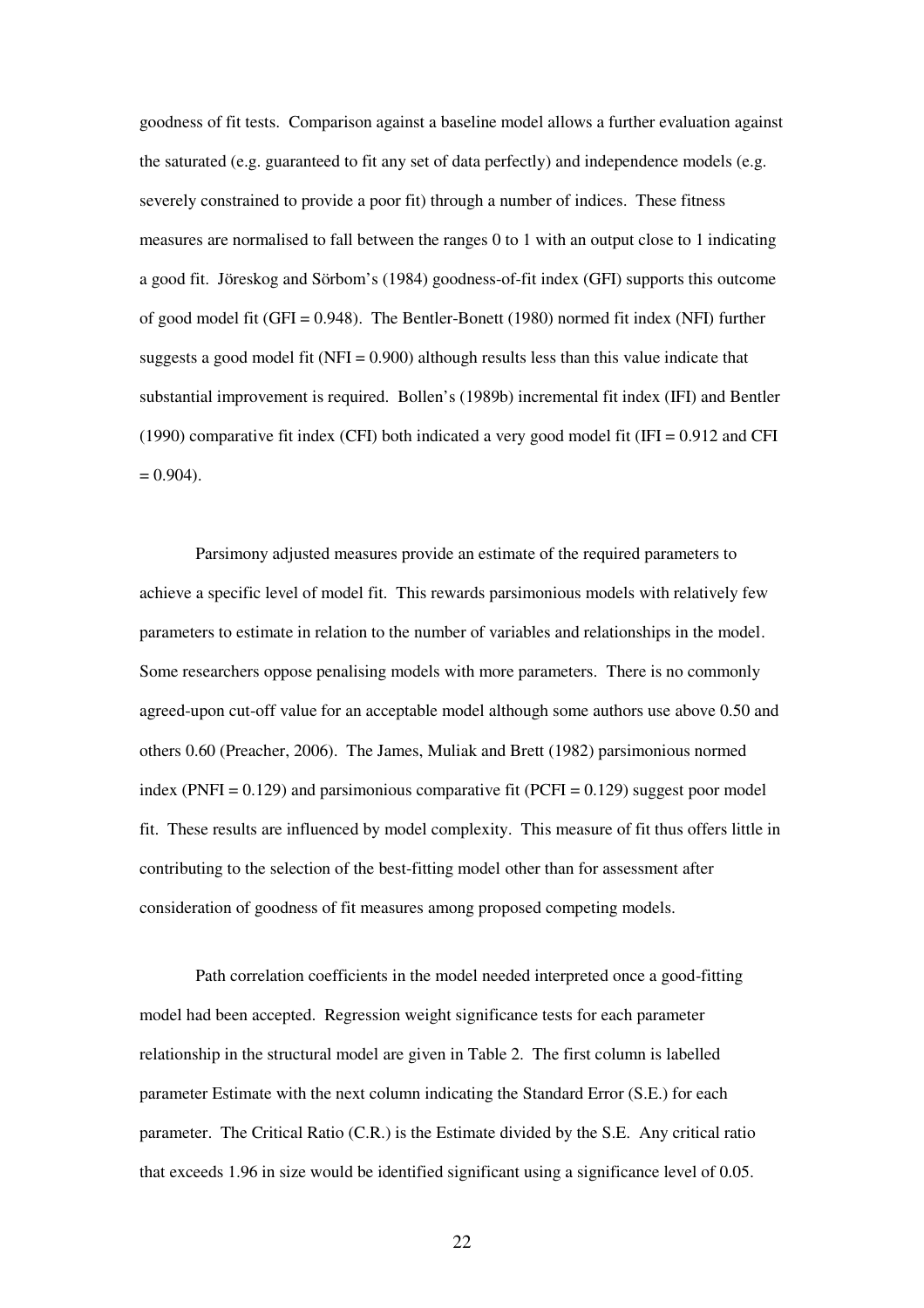goodness of fit tests. Comparison against a baseline model allows a further evaluation against the saturated (e.g. guaranteed to fit any set of data perfectly) and independence models (e.g. severely constrained to provide a poor fit) through a number of indices. These fitness measures are normalised to fall between the ranges 0 to 1 with an output close to 1 indicating a good fit. Jöreskog and Sörbom's (1984) goodness-of-fit index (GFI) supports this outcome of good model fit (GFI = 0.948). The Bentler-Bonett (1980) normed fit index (NFI) further suggests a good model fit (NFI = 0.900) although results less than this value indicate that substantial improvement is required. Bollen's (1989b) incremental fit index (IFI) and Bentler (1990) comparative fit index (CFI) both indicated a very good model fit (IFI = 0.912 and CFI = 0.904).

Parsimony adjusted measures provide an estimate of the required parameters to achieve a specific level of model fit. This rewards parsimonious models with relatively few parameters to estimate in relation to the number of variables and relationships in the model. Some researchers oppose penalising models with more parameters. There is no commonly agreed-upon cut-off value for an acceptable model although some authors use above 0.50 and others 0.60 (Preacher, 2006). The James, Muliak and Brett (1982) parsimonious normed index (PNFI = 0.129) and parsimonious comparative fit (PCFI = 0.129) suggest poor model fit. These results are influenced by model complexity. This measure of fit thus offers little in contributing to the selection of the best-fitting model other than for assessment after consideration of goodness of fit measures among proposed competing models.

Path correlation coefficients in the model needed interpreted once a good-fitting model had been accepted. Regression weight significance tests for each parameter relationship in the structural model are given in Table 2. The first column is labelled parameter Estimate with the next column indicating the Standard Error (S.E.) for each parameter. The Critical Ratio (C.R.) is the Estimate divided by the S.E. Any critical ratio that exceeds 1.96 in size would be identified significant using a significance level of 0.05.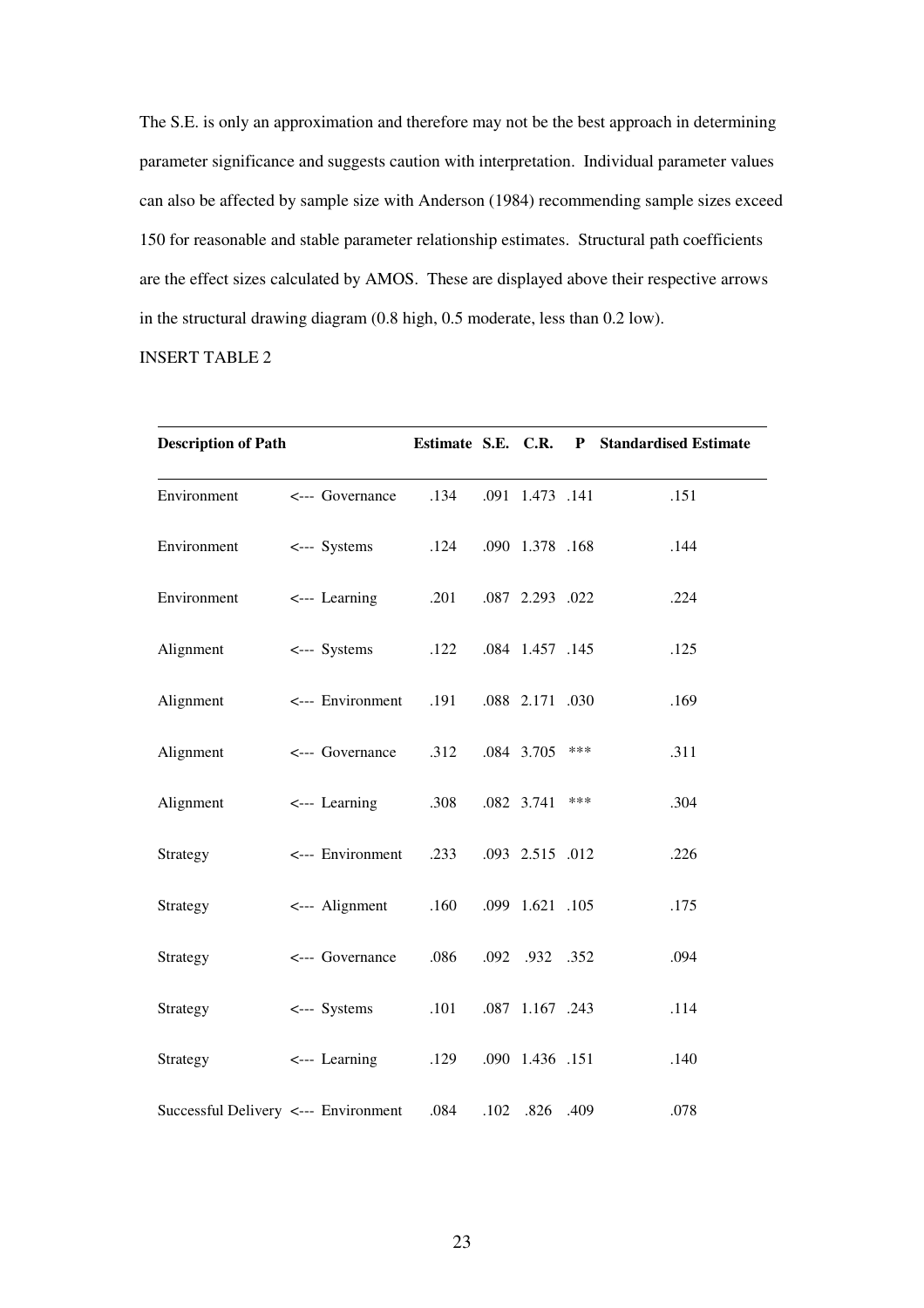The S.E. is only an approximation and therefore may not be the best approach in determining parameter significance and suggests caution with interpretation. Individual parameter values can also be affected by sample size with Anderson (1984) recommending sample sizes exceed 150 for reasonable and stable parameter relationship estimates. Structural path coefficients are the effect sizes calculated by AMOS. These are displayed above their respective arrows in the structural drawing diagram (0.8 high, 0.5 moderate, less than 0.2 low).

INSERT TABLE 2

| Description of Path | | Estimate | S.E. | C.R. | P | Standardised Estimate |
|---|---|---|---|---|---|---|
| Environment | <--- Governance | .134 | .091 | 1.473 | .141 | .151 |
| Environment | <--- Systems | .124 | .090 | 1.378 | .168 | .144 |
| Environment | <--- Learning | .201 | .087 | 2.293 | .022 | .224 |
| Alignment | <--- Systems | .122 | .084 | 1.457 | .145 | .125 |
| Alignment | <--- Environment | .191 | .088 | 2.171 | .030 | .169 |
| Alignment | <--- Governance | .312 | .084 | 3.705 | *** | .311 |
| Alignment | <--- Learning | .308 | .082 | 3.741 | *** | .304 |
| Strategy | <--- Environment | .233 | .093 | 2.515 | .012 | .226 |
| Strategy | <--- Alignment | .160 | .099 | 1.621 | .105 | .175 |
| Strategy | <--- Governance | .086 | .092 | .932 | .352 | .094 |
| Strategy | <--- Systems | .101 | .087 | 1.167 | .243 | .114 |
| Strategy | <--- Learning | .129 | .090 | 1.436 | .151 | .140 |
| Successful Delivery | <--- Environment | .084 | .102 | .826 | .409 | .078 |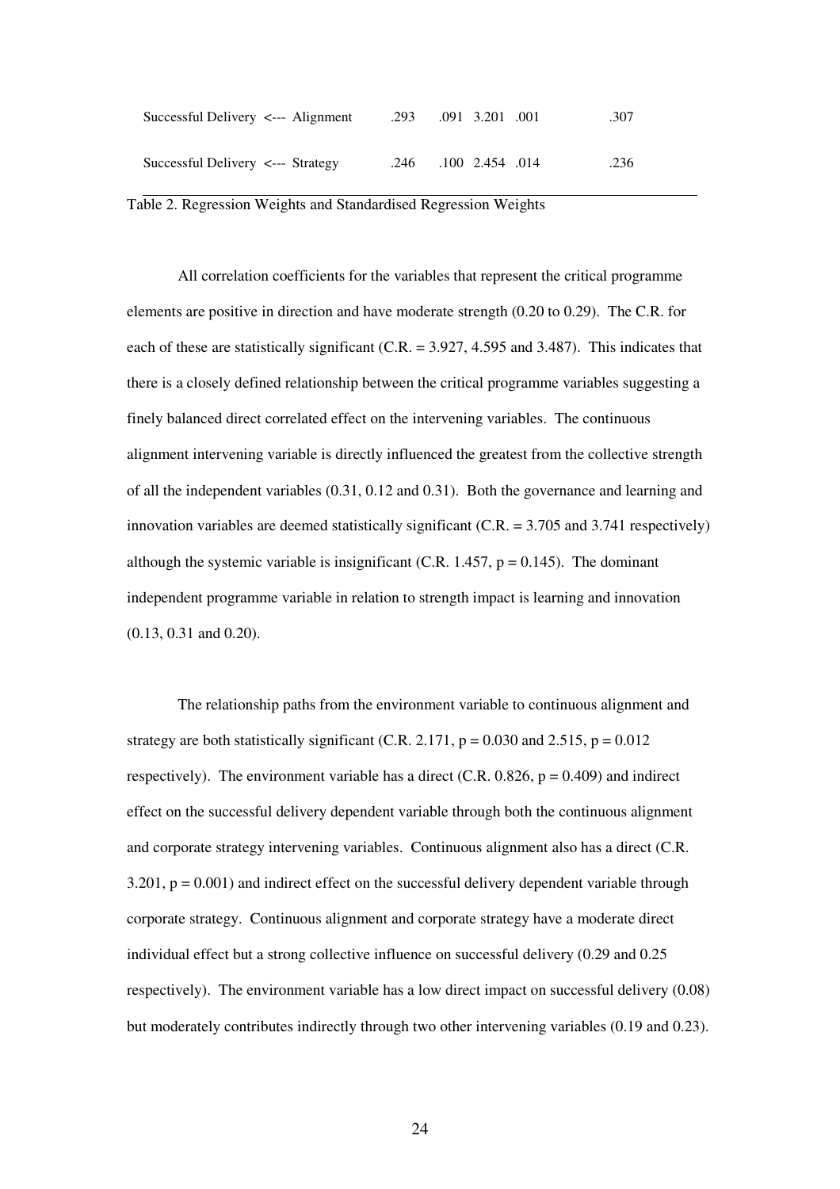| | | | | | |
|---|---|---|---|---|---|
| Successful Delivery <--- Alignment | .293 | .091 | 3.201 | .001 | .307 |
| Successful Delivery <--- Strategy | .246 | .100 | 2.454 | .014 | .236 |

Table 2. Regression Weights and Standardised Regression Weights

All correlation coefficients for the variables that represent the critical programme elements are positive in direction and have moderate strength (0.20 to 0.29). The C.R. for each of these are statistically significant (C.R. = 3.927, 4.595 and 3.487). This indicates that there is a closely defined relationship between the critical programme variables suggesting a finely balanced direct correlated effect on the intervening variables. The continuous alignment intervening variable is directly influenced the greatest from the collective strength of all the independent variables (0.31, 0.12 and 0.31). Both the governance and learning and innovation variables are deemed statistically significant (C.R. = 3.705 and 3.741 respectively) although the systemic variable is insignificant (C.R. 1.457, $p = 0.145$). The dominant independent programme variable in relation to strength impact is learning and innovation (0.13, 0.31 and 0.20).

The relationship paths from the environment variable to continuous alignment and strategy are both statistically significant (C.R. 2.171, $p = 0.030$ and 2.515, $p = 0.012$ respectively). The environment variable has a direct (C.R. 0.826, $p = 0.409$) and indirect effect on the successful delivery dependent variable through both the continuous alignment and corporate strategy intervening variables. Continuous alignment also has a direct (C.R. 3.201, $p = 0.001$) and indirect effect on the successful delivery dependent variable through corporate strategy. Continuous alignment and corporate strategy have a moderate direct individual effect but a strong collective influence on successful delivery (0.29 and 0.25 respectively). The environment variable has a low direct impact on successful delivery (0.08) but moderately contributes indirectly through two other intervening variables (0.19 and 0.23).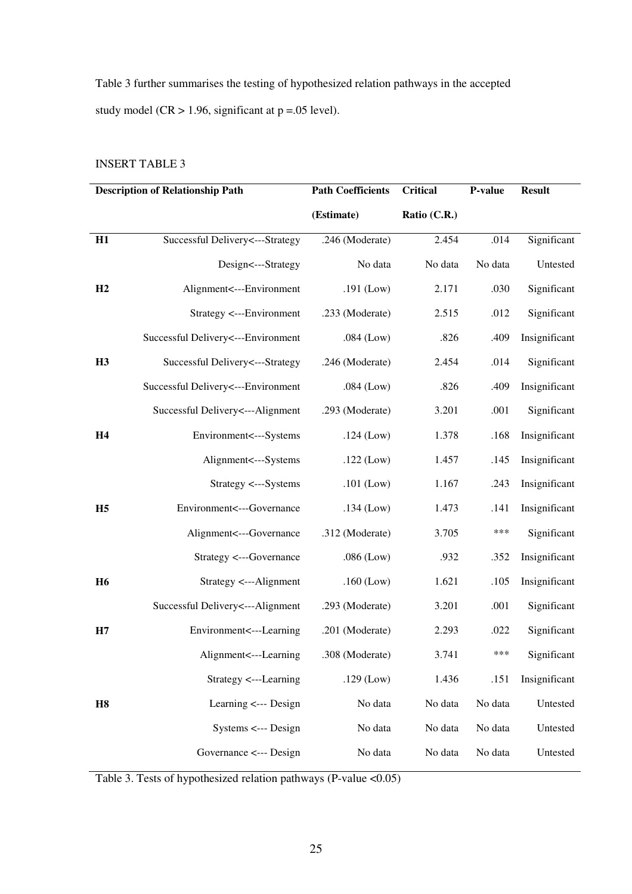Table 3 further summarises the testing of hypothesized relation pathways in the accepted study model (CR > 1.96, significant at p =.05 level).

INSERT TABLE 3

| Description of Relationship Path | | Path Coefficients (Estimate) | Critical Ratio (C.R.) | P-value | Result |
|---|---|---|---|---|---|
| **H1** | Successful Delivery<---Strategy | .246 (Moderate) | 2.454 | .014 | Significant |
| | Design<---Strategy | No data | No data | No data | Untested |
| **H2** | Alignment<---Environment | .191 (Low) | 2.171 | .030 | Significant |
| | Strategy <---Environment | .233 (Moderate) | 2.515 | .012 | Significant |
| | Successful Delivery<---Environment | .084 (Low) | .826 | .409 | Insignificant |
| **H3** | Successful Delivery<---Strategy | .246 (Moderate) | 2.454 | .014 | Significant |
| | Successful Delivery<---Environment | .084 (Low) | .826 | .409 | Insignificant |
| | Successful Delivery<---Alignment | .293 (Moderate) | 3.201 | .001 | Significant |
| **H4** | Environment<---Systems | .124 (Low) | 1.378 | .168 | Insignificant |
| | Alignment<---Systems | .122 (Low) | 1.457 | .145 | Insignificant |
| | Strategy <---Systems | .101 (Low) | 1.167 | .243 | Insignificant |
| **H5** | Environment<---Governance | .134 (Low) | 1.473 | .141 | Insignificant |
| | Alignment<---Governance | .312 (Moderate) | 3.705 | *** | Significant |
| | Strategy <---Governance | .086 (Low) | .932 | .352 | Insignificant |
| **H6** | Strategy <---Alignment | .160 (Low) | 1.621 | .105 | Insignificant |
| | Successful Delivery<---Alignment | .293 (Moderate) | 3.201 | .001 | Significant |
| **H7** | Environment<---Learning | .201 (Moderate) | 2.293 | .022 | Significant |
| | Alignment<---Learning | .308 (Moderate) | 3.741 | *** | Significant |
| | Strategy <---Learning | .129 (Low) | 1.436 | .151 | Insignificant |
| **H8** | Learning <--- Design | No data | No data | No data | Untested |
| | Systems <--- Design | No data | No data | No data | Untested |
| | Governance <--- Design | No data | No data | No data | Untested |

Table 3. Tests of hypothesized relation pathways (P-value <0.05)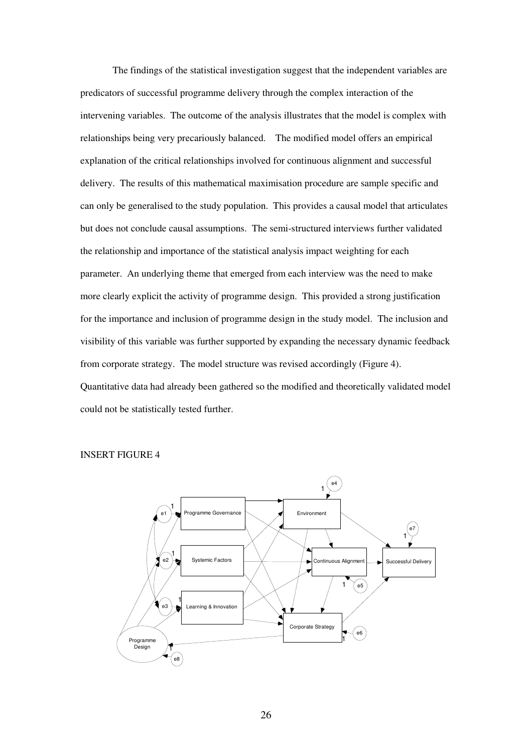The findings of the statistical investigation suggest that the independent variables are predicators of successful programme delivery through the complex interaction of the intervening variables. The outcome of the analysis illustrates that the model is complex with relationships being very precariously balanced. The modified model offers an empirical explanation of the critical relationships involved for continuous alignment and successful delivery. The results of this mathematical maximisation procedure are sample specific and can only be generalised to the study population. This provides a causal model that articulates but does not conclude causal assumptions. The semi-structured interviews further validated the relationship and importance of the statistical analysis impact weighting for each parameter. An underlying theme that emerged from each interview was the need to make more clearly explicit the activity of programme design. This provided a strong justification for the importance and inclusion of programme design in the study model. The inclusion and visibility of this variable was further supported by expanding the necessary dynamic feedback from corporate strategy. The model structure was revised accordingly (Figure 4). Quantitative data had already been gathered so the modified and theoretically validated model could not be statistically tested further.

INSERT FIGURE 4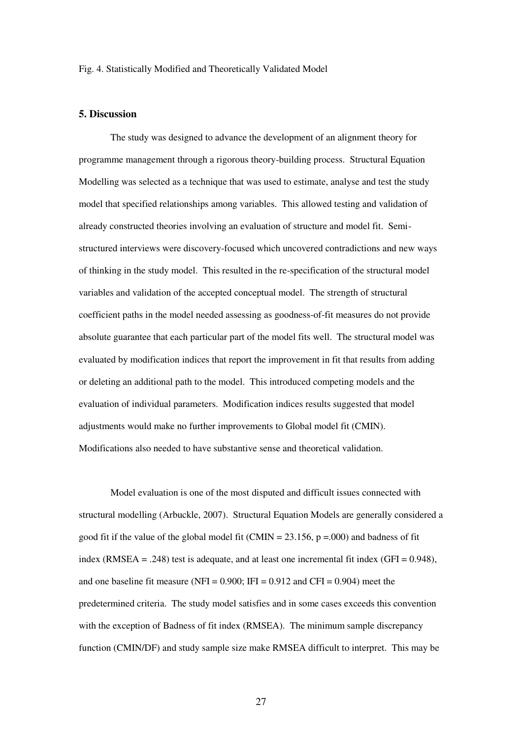Fig. 4. Statistically Modified and Theoretically Validated Model

## 5. Discussion

The study was designed to advance the development of an alignment theory for programme management through a rigorous theory-building process. Structural Equation Modelling was selected as a technique that was used to estimate, analyse and test the study model that specified relationships among variables. This allowed testing and validation of already constructed theories involving an evaluation of structure and model fit. Semi-structured interviews were discovery-focused which uncovered contradictions and new ways of thinking in the study model. This resulted in the re-specification of the structural model variables and validation of the accepted conceptual model. The strength of structural coefficient paths in the model needed assessing as goodness-of-fit measures do not provide absolute guarantee that each particular part of the model fits well. The structural model was evaluated by modification indices that report the improvement in fit that results from adding or deleting an additional path to the model. This introduced competing models and the evaluation of individual parameters. Modification indices results suggested that model adjustments would make no further improvements to Global model fit (CMIN). Modifications also needed to have substantive sense and theoretical validation.

Model evaluation is one of the most disputed and difficult issues connected with structural modelling (Arbuckle, 2007). Structural Equation Models are generally considered a good fit if the value of the global model fit (CMIN = 23.156, $p = .000$) and badness of fit index (RMSEA = .248) test is adequate, and at least one incremental fit index (GFI = 0.948), and one baseline fit measure (NFI = 0.900; IFI = 0.912 and CFI = 0.904) meet the predetermined criteria. The study model satisfies and in some cases exceeds this convention with the exception of Badness of fit index (RMSEA). The minimum sample discrepancy function (CMIN/DF) and study sample size make RMSEA difficult to interpret. This may be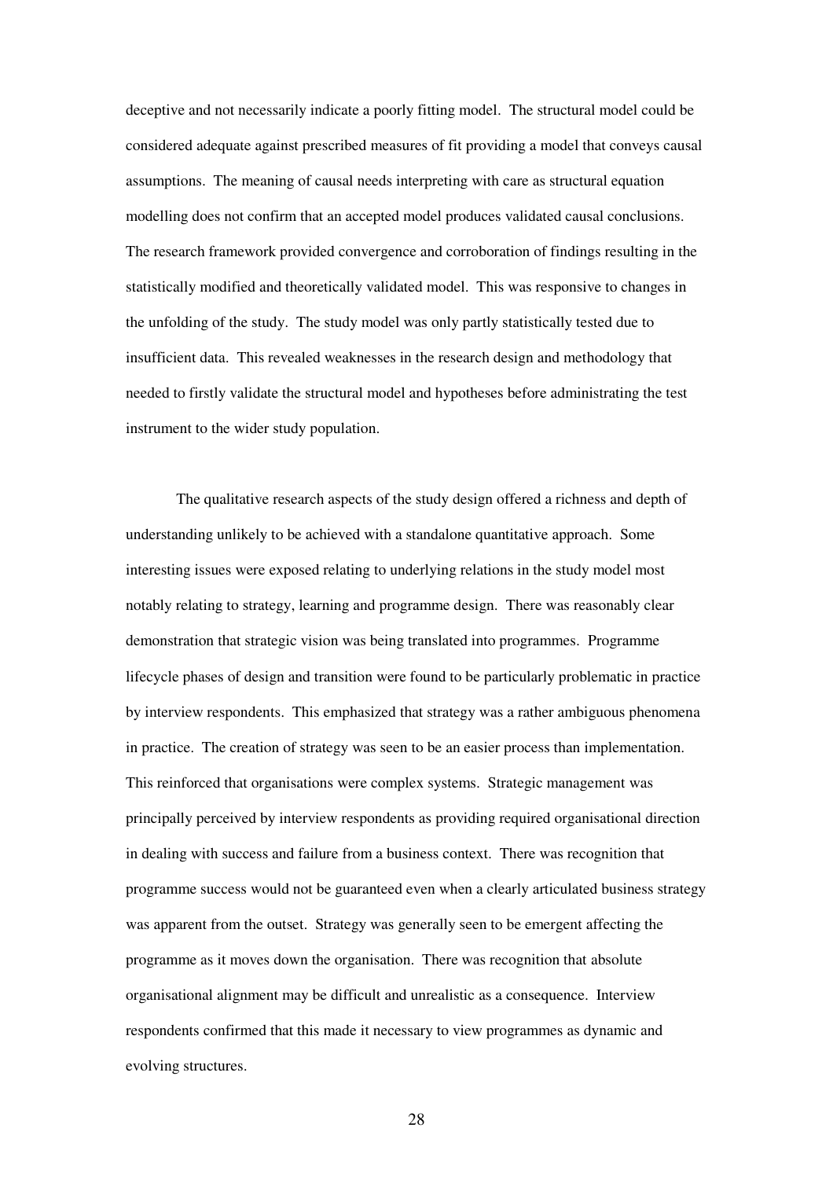deceptive and not necessarily indicate a poorly fitting model. The structural model could be considered adequate against prescribed measures of fit providing a model that conveys causal assumptions. The meaning of causal needs interpreting with care as structural equation modelling does not confirm that an accepted model produces validated causal conclusions. The research framework provided convergence and corroboration of findings resulting in the statistically modified and theoretically validated model. This was responsive to changes in the unfolding of the study. The study model was only partly statistically tested due to insufficient data. This revealed weaknesses in the research design and methodology that needed to firstly validate the structural model and hypotheses before administrating the test instrument to the wider study population.

The qualitative research aspects of the study design offered a richness and depth of understanding unlikely to be achieved with a standalone quantitative approach. Some interesting issues were exposed relating to underlying relations in the study model most notably relating to strategy, learning and programme design. There was reasonably clear demonstration that strategic vision was being translated into programmes. Programme lifecycle phases of design and transition were found to be particularly problematic in practice by interview respondents. This emphasized that strategy was a rather ambiguous phenomena in practice. The creation of strategy was seen to be an easier process than implementation. This reinforced that organisations were complex systems. Strategic management was principally perceived by interview respondents as providing required organisational direction in dealing with success and failure from a business context. There was recognition that programme success would not be guaranteed even when a clearly articulated business strategy was apparent from the outset. Strategy was generally seen to be emergent affecting the programme as it moves down the organisation. There was recognition that absolute organisational alignment may be difficult and unrealistic as a consequence. Interview respondents confirmed that this made it necessary to view programmes as dynamic and evolving structures.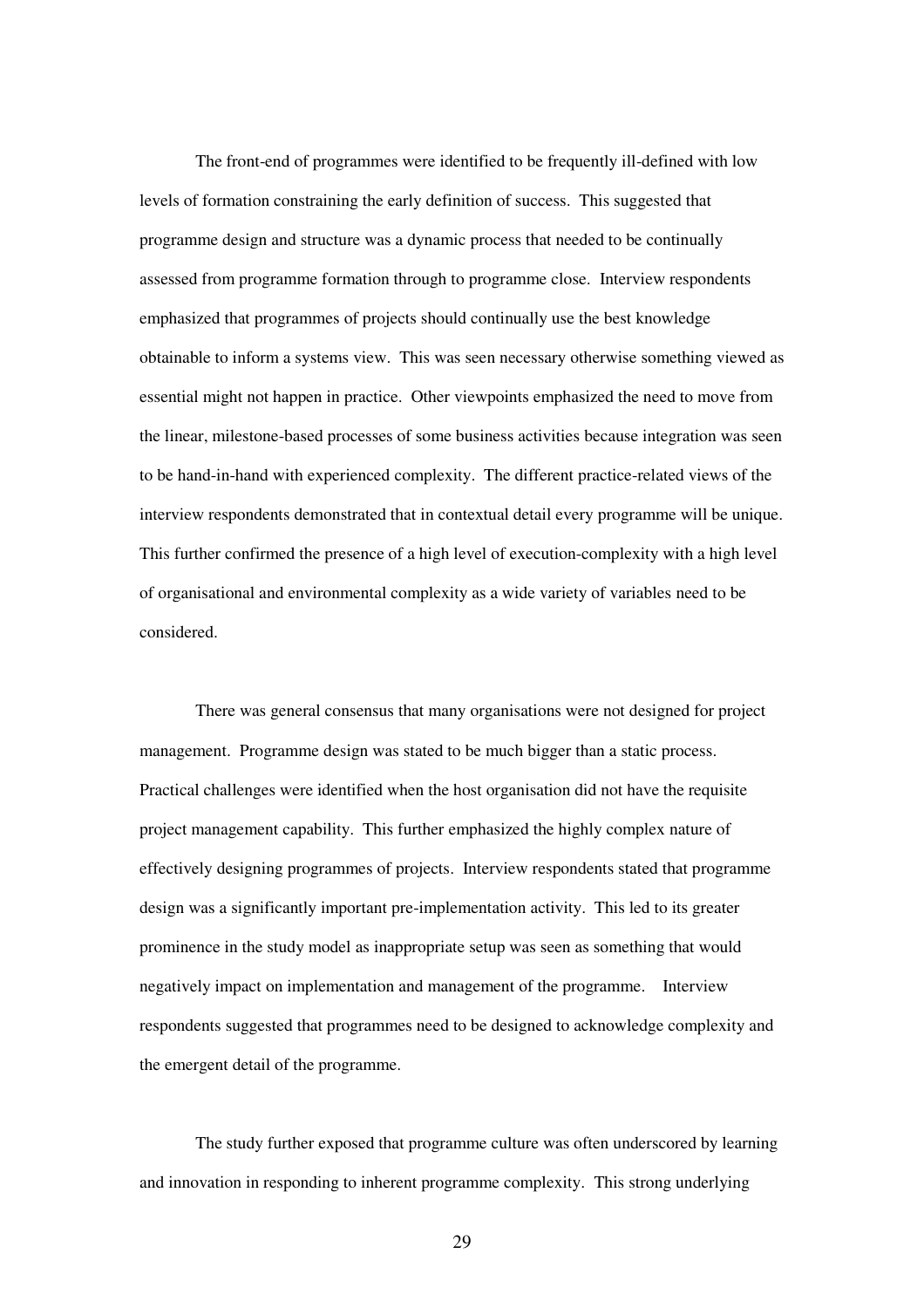The front-end of programmes were identified to be frequently ill-defined with low levels of formation constraining the early definition of success. This suggested that programme design and structure was a dynamic process that needed to be continually assessed from programme formation through to programme close. Interview respondents emphasized that programmes of projects should continually use the best knowledge obtainable to inform a systems view. This was seen necessary otherwise something viewed as essential might not happen in practice. Other viewpoints emphasized the need to move from the linear, milestone-based processes of some business activities because integration was seen to be hand-in-hand with experienced complexity. The different practice-related views of the interview respondents demonstrated that in contextual detail every programme will be unique. This further confirmed the presence of a high level of execution-complexity with a high level of organisational and environmental complexity as a wide variety of variables need to be considered.

There was general consensus that many organisations were not designed for project management. Programme design was stated to be much bigger than a static process. Practical challenges were identified when the host organisation did not have the requisite project management capability. This further emphasized the highly complex nature of effectively designing programmes of projects. Interview respondents stated that programme design was a significantly important pre-implementation activity. This led to its greater prominence in the study model as inappropriate setup was seen as something that would negatively impact on implementation and management of the programme. Interview respondents suggested that programmes need to be designed to acknowledge complexity and the emergent detail of the programme.

The study further exposed that programme culture was often underscored by learning and innovation in responding to inherent programme complexity. This strong underlying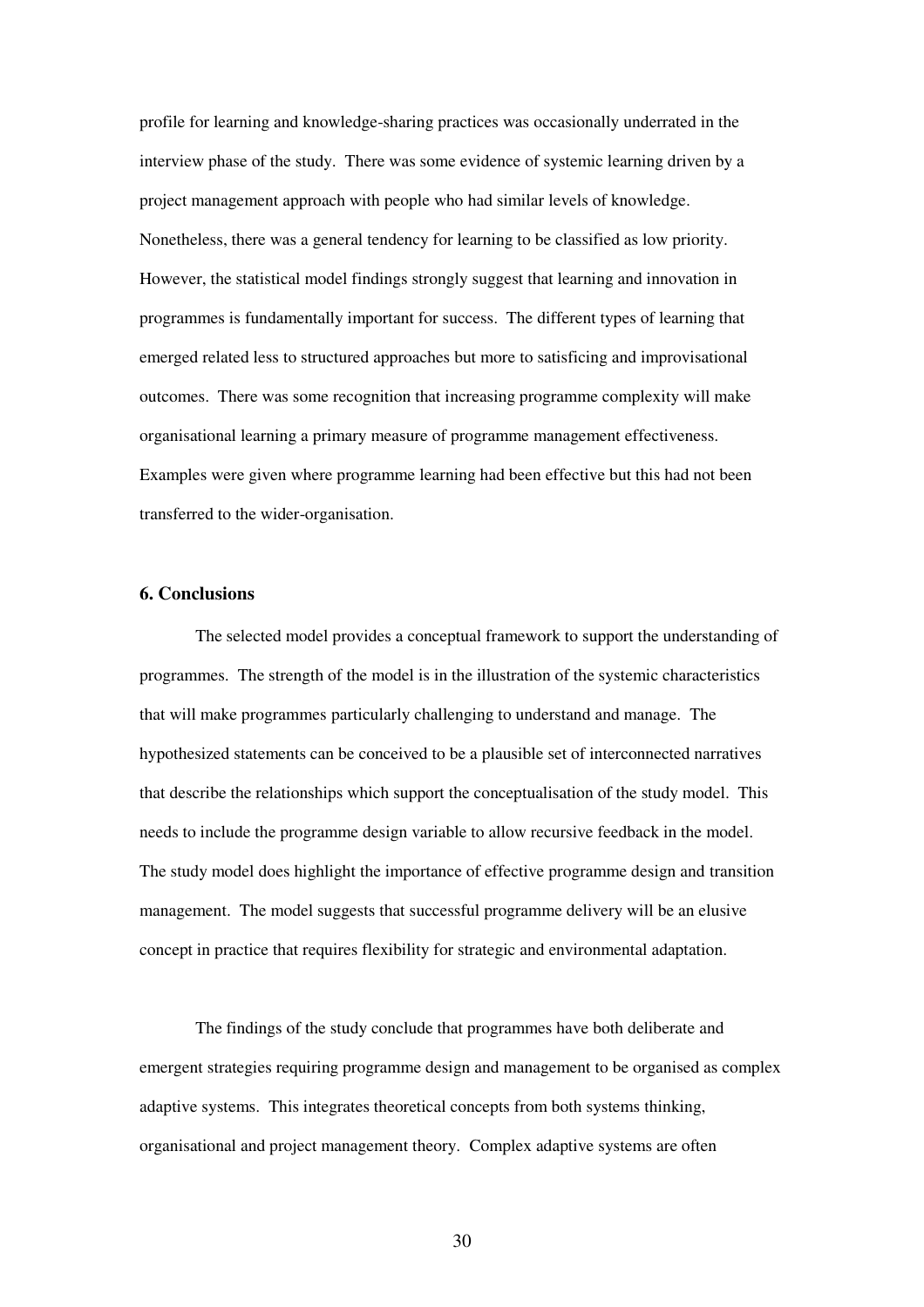profile for learning and knowledge-sharing practices was occasionally underrated in the interview phase of the study. There was some evidence of systemic learning driven by a project management approach with people who had similar levels of knowledge. Nonetheless, there was a general tendency for learning to be classified as low priority. However, the statistical model findings strongly suggest that learning and innovation in programmes is fundamentally important for success. The different types of learning that emerged related less to structured approaches but more to satisficing and improvisational outcomes. There was some recognition that increasing programme complexity will make organisational learning a primary measure of programme management effectiveness. Examples were given where programme learning had been effective but this had not been transferred to the wider-organisation.

## 6. Conclusions

The selected model provides a conceptual framework to support the understanding of programmes. The strength of the model is in the illustration of the systemic characteristics that will make programmes particularly challenging to understand and manage. The hypothesized statements can be conceived to be a plausible set of interconnected narratives that describe the relationships which support the conceptualisation of the study model. This needs to include the programme design variable to allow recursive feedback in the model. The study model does highlight the importance of effective programme design and transition management. The model suggests that successful programme delivery will be an elusive concept in practice that requires flexibility for strategic and environmental adaptation.

The findings of the study conclude that programmes have both deliberate and emergent strategies requiring programme design and management to be organised as complex adaptive systems. This integrates theoretical concepts from both systems thinking, organisational and project management theory. Complex adaptive systems are often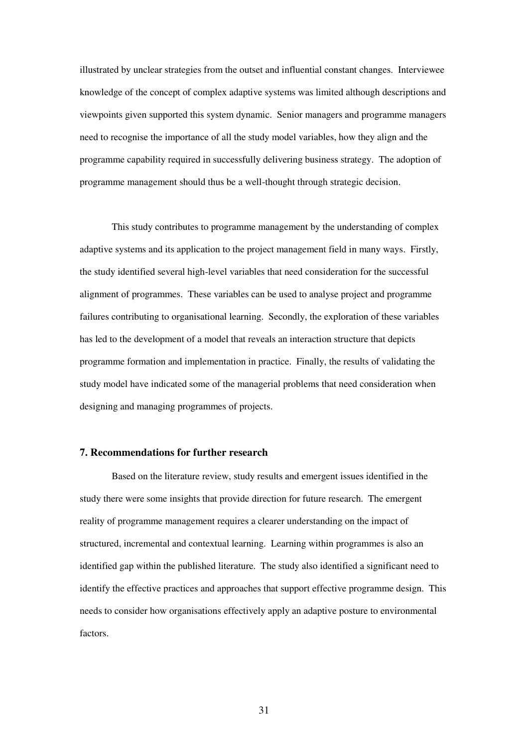illustrated by unclear strategies from the outset and influential constant changes. Interviewee knowledge of the concept of complex adaptive systems was limited although descriptions and viewpoints given supported this system dynamic. Senior managers and programme managers need to recognise the importance of all the study model variables, how they align and the programme capability required in successfully delivering business strategy. The adoption of programme management should thus be a well-thought through strategic decision.

This study contributes to programme management by the understanding of complex adaptive systems and its application to the project management field in many ways. Firstly, the study identified several high-level variables that need consideration for the successful alignment of programmes. These variables can be used to analyse project and programme failures contributing to organisational learning. Secondly, the exploration of these variables has led to the development of a model that reveals an interaction structure that depicts programme formation and implementation in practice. Finally, the results of validating the study model have indicated some of the managerial problems that need consideration when designing and managing programmes of projects.

## 7. Recommendations for further research

Based on the literature review, study results and emergent issues identified in the study there were some insights that provide direction for future research. The emergent reality of programme management requires a clearer understanding on the impact of structured, incremental and contextual learning. Learning within programmes is also an identified gap within the published literature. The study also identified a significant need to identify the effective practices and approaches that support effective programme design. This needs to consider how organisations effectively apply an adaptive posture to environmental factors.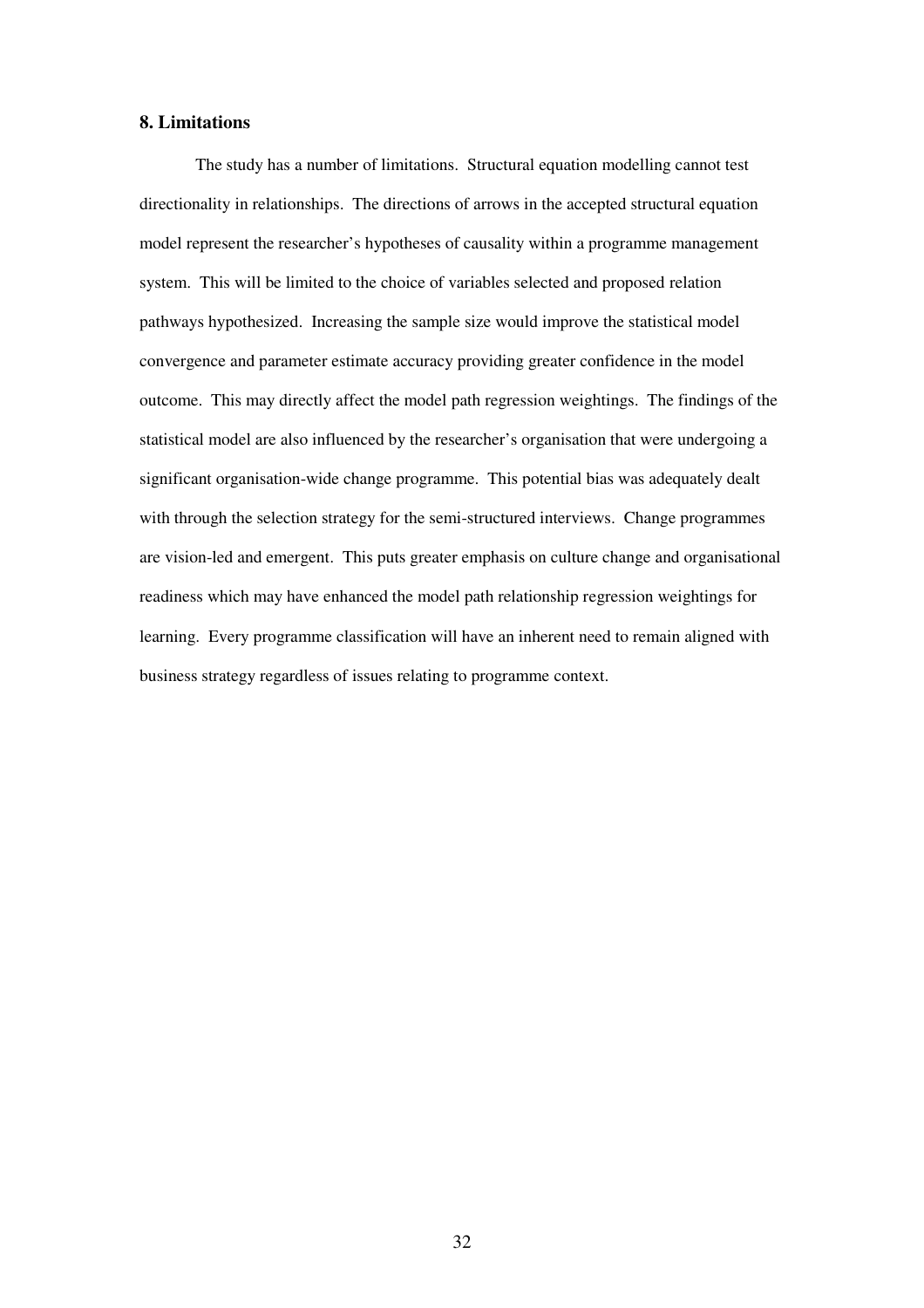## 8. Limitations

The study has a number of limitations. Structural equation modelling cannot test directionality in relationships. The directions of arrows in the accepted structural equation model represent the researcher's hypotheses of causality within a programme management system. This will be limited to the choice of variables selected and proposed relation pathways hypothesized. Increasing the sample size would improve the statistical model convergence and parameter estimate accuracy providing greater confidence in the model outcome. This may directly affect the model path regression weightings. The findings of the statistical model are also influenced by the researcher's organisation that were undergoing a significant organisation-wide change programme. This potential bias was adequately dealt with through the selection strategy for the semi-structured interviews. Change programmes are vision-led and emergent. This puts greater emphasis on culture change and organisational readiness which may have enhanced the model path relationship regression weightings for learning. Every programme classification will have an inherent need to remain aligned with business strategy regardless of issues relating to programme context.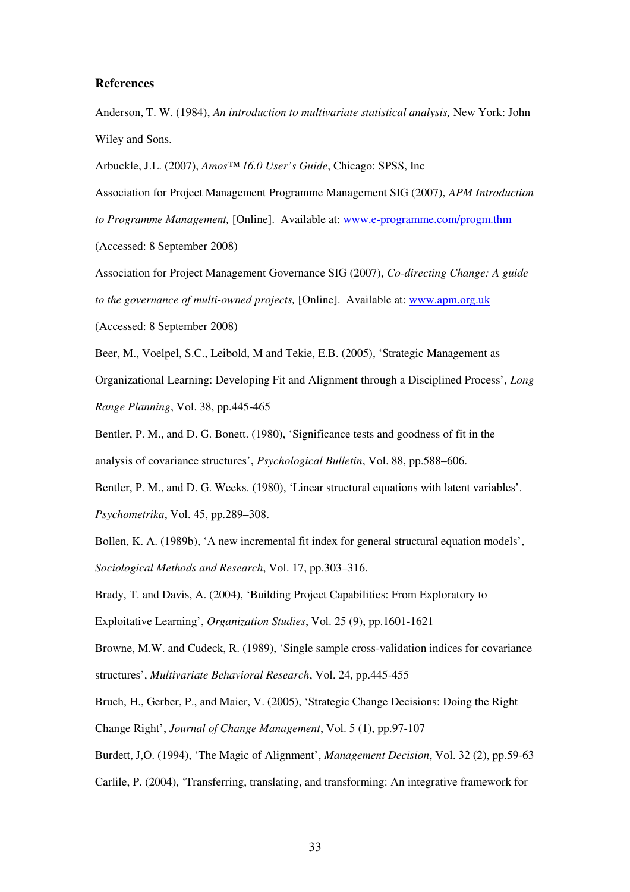### References

Anderson, T. W. (1984), *An introduction to multivariate statistical analysis,* New York: John Wiley and Sons.

Arbuckle, J.L. (2007), *Amos™ 16.0 User's Guide*, Chicago: SPSS, Inc

Association for Project Management Programme Management SIG (2007), *APM Introduction to Programme Management,* [Online]. Available at: www.e-programme.com/progm.thm (Accessed: 8 September 2008)

Association for Project Management Governance SIG (2007), *Co-directing Change: A guide to the governance of multi-owned projects,* [Online]. Available at: www.apm.org.uk (Accessed: 8 September 2008)

Beer, M., Voelpel, S.C., Leibold, M and Tekie, E.B. (2005), 'Strategic Management as Organizational Learning: Developing Fit and Alignment through a Disciplined Process', *Long Range Planning*, Vol. 38, pp.445-465

Bentler, P. M., and D. G. Bonett. (1980), 'Significance tests and goodness of fit in the analysis of covariance structures', *Psychological Bulletin*, Vol. 88, pp.588–606.

Bentler, P. M., and D. G. Weeks. (1980), 'Linear structural equations with latent variables'. *Psychometrika*, Vol. 45, pp.289–308.

Bollen, K. A. (1989b), 'A new incremental fit index for general structural equation models', *Sociological Methods and Research*, Vol. 17, pp.303–316.

Brady, T. and Davis, A. (2004), 'Building Project Capabilities: From Exploratory to Exploitative Learning', *Organization Studies*, Vol. 25 (9), pp.1601-1621

Browne, M.W. and Cudeck, R. (1989), 'Single sample cross-validation indices for covariance structures', *Multivariate Behavioral Research*, Vol. 24, pp.445-455

Bruch, H., Gerber, P., and Maier, V. (2005), 'Strategic Change Decisions: Doing the Right Change Right', *Journal of Change Management*, Vol. 5 (1), pp.97-107

Burdett, J,O. (1994), 'The Magic of Alignment', *Management Decision*, Vol. 32 (2), pp.59-63

Carlile, P. (2004), 'Transferring, translating, and transforming: An integrative framework for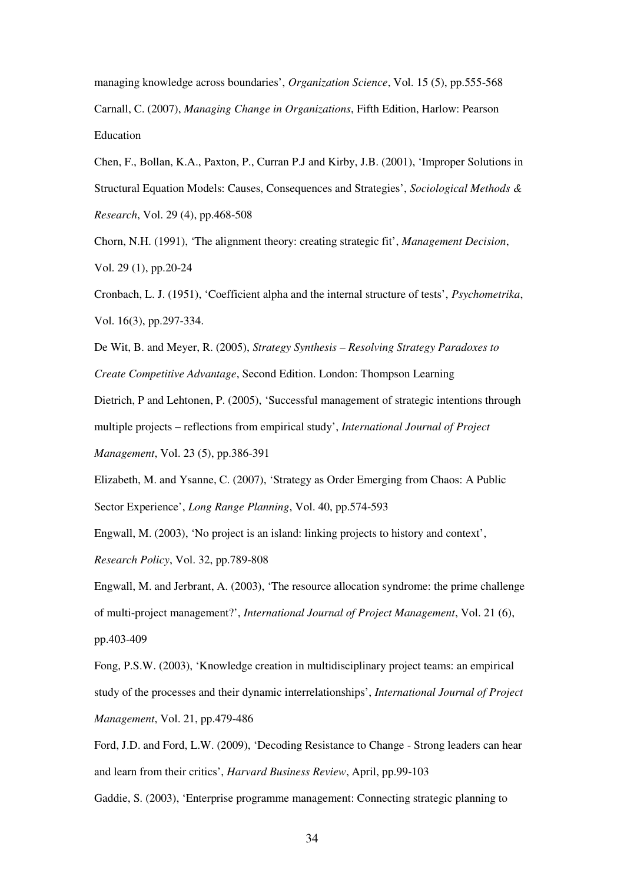managing knowledge across boundaries', *Organization Science*, Vol. 15 (5), pp.555-568

Carnall, C. (2007), *Managing Change in Organizations*, Fifth Edition, Harlow: Pearson Education

Chen, F., Bollan, K.A., Paxton, P., Curran P.J and Kirby, J.B. (2001), 'Improper Solutions in Structural Equation Models: Causes, Consequences and Strategies', *Sociological Methods & Research*, Vol. 29 (4), pp.468-508

Chorn, N.H. (1991), 'The alignment theory: creating strategic fit', *Management Decision*, Vol. 29 (1), pp.20-24

Cronbach, L. J. (1951), 'Coefficient alpha and the internal structure of tests', *Psychometrika*, Vol. 16(3), pp.297-334.

De Wit, B. and Meyer, R. (2005), *Strategy Synthesis – Resolving Strategy Paradoxes to Create Competitive Advantage*, Second Edition. London: Thompson Learning

Dietrich, P and Lehtonen, P. (2005), 'Successful management of strategic intentions through multiple projects – reflections from empirical study', *International Journal of Project Management*, Vol. 23 (5), pp.386-391

Elizabeth, M. and Ysanne, C. (2007), 'Strategy as Order Emerging from Chaos: A Public Sector Experience', *Long Range Planning*, Vol. 40, pp.574-593

Engwall, M. (2003), 'No project is an island: linking projects to history and context', *Research Policy*, Vol. 32, pp.789-808

Engwall, M. and Jerbrant, A. (2003), 'The resource allocation syndrome: the prime challenge of multi-project management?', *International Journal of Project Management*, Vol. 21 (6), pp.403-409

Fong, P.S.W. (2003), 'Knowledge creation in multidisciplinary project teams: an empirical study of the processes and their dynamic interrelationships', *International Journal of Project Management*, Vol. 21, pp.479-486

Ford, J.D. and Ford, L.W. (2009), 'Decoding Resistance to Change - Strong leaders can hear and learn from their critics', *Harvard Business Review*, April, pp.99-103

Gaddie, S. (2003), 'Enterprise programme management: Connecting strategic planning to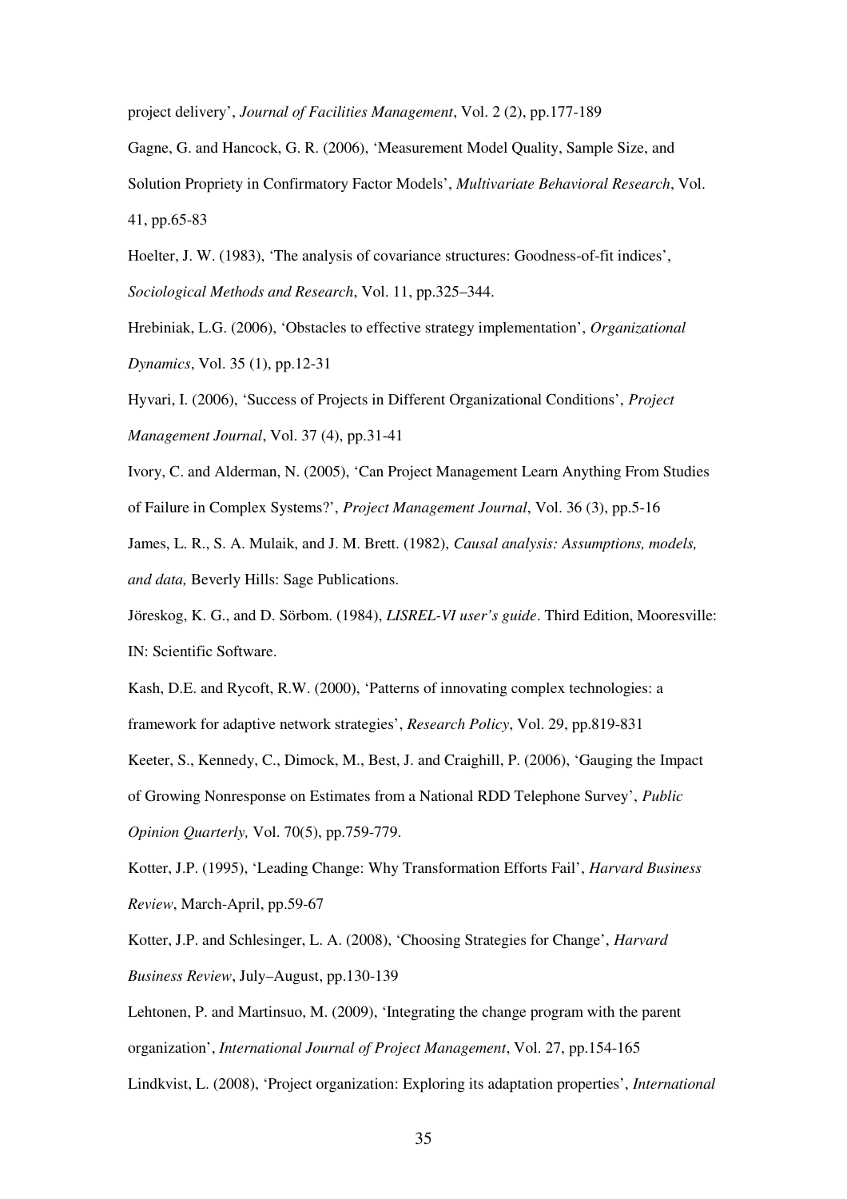project delivery', *Journal of Facilities Management*, Vol. 2 (2), pp.177-189

Gagne, G. and Hancock, G. R. (2006), 'Measurement Model Quality, Sample Size, and Solution Propriety in Confirmatory Factor Models', *Multivariate Behavioral Research*, Vol. 41, pp.65-83

Hoelter, J. W. (1983), 'The analysis of covariance structures: Goodness-of-fit indices', *Sociological Methods and Research*, Vol. 11, pp.325–344.

Hrebiniak, L.G. (2006), 'Obstacles to effective strategy implementation', *Organizational Dynamics*, Vol. 35 (1), pp.12-31

Hyvari, I. (2006), 'Success of Projects in Different Organizational Conditions', *Project Management Journal*, Vol. 37 (4), pp.31-41

Ivory, C. and Alderman, N. (2005), 'Can Project Management Learn Anything From Studies of Failure in Complex Systems?', *Project Management Journal*, Vol. 36 (3), pp.5-16

James, L. R., S. A. Mulaik, and J. M. Brett. (1982), *Causal analysis: Assumptions, models, and data,* Beverly Hills: Sage Publications.

Jöreskog, K. G., and D. Sörbom. (1984), *LISREL-VI user's guide*. Third Edition, Mooresville: IN: Scientific Software.

Kash, D.E. and Rycoft, R.W. (2000), 'Patterns of innovating complex technologies: a framework for adaptive network strategies', *Research Policy*, Vol. 29, pp.819-831

Keeter, S., Kennedy, C., Dimock, M., Best, J. and Craighill, P. (2006), 'Gauging the Impact of Growing Nonresponse on Estimates from a National RDD Telephone Survey', *Public Opinion Quarterly,* Vol. 70(5), pp.759-779.

Kotter, J.P. (1995), 'Leading Change: Why Transformation Efforts Fail', *Harvard Business Review*, March-April, pp.59-67

Kotter, J.P. and Schlesinger, L. A. (2008), 'Choosing Strategies for Change', *Harvard Business Review*, July–August, pp.130-139

Lehtonen, P. and Martinsuo, M. (2009), 'Integrating the change program with the parent organization', *International Journal of Project Management*, Vol. 27, pp.154-165

Lindkvist, L. (2008), 'Project organization: Exploring its adaptation properties', *International*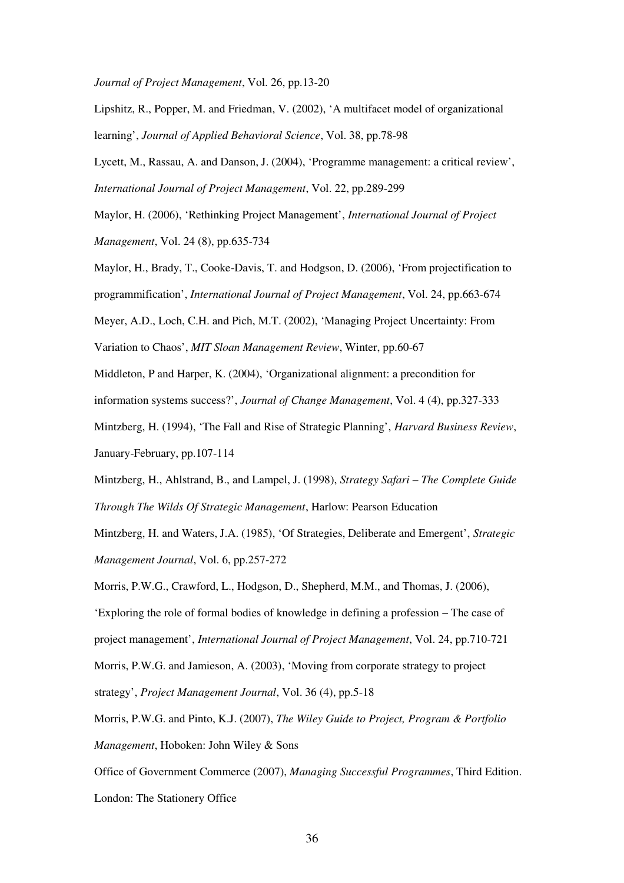*Journal of Project Management*, Vol. 26, pp.13-20

Lipshitz, R., Popper, M. and Friedman, V. (2002), 'A multifacet model of organizational learning', *Journal of Applied Behavioral Science*, Vol. 38, pp.78-98

Lycett, M., Rassau, A. and Danson, J. (2004), 'Programme management: a critical review', *International Journal of Project Management*, Vol. 22, pp.289-299

Maylor, H. (2006), 'Rethinking Project Management', *International Journal of Project Management*, Vol. 24 (8), pp.635-734

Maylor, H., Brady, T., Cooke-Davis, T. and Hodgson, D. (2006), 'From projectification to programmification', *International Journal of Project Management*, Vol. 24, pp.663-674

Meyer, A.D., Loch, C.H. and Pich, M.T. (2002), 'Managing Project Uncertainty: From Variation to Chaos', *MIT Sloan Management Review*, Winter, pp.60-67

Middleton, P and Harper, K. (2004), 'Organizational alignment: a precondition for information systems success?', *Journal of Change Management*, Vol. 4 (4), pp.327-333

Mintzberg, H. (1994), 'The Fall and Rise of Strategic Planning', *Harvard Business Review*, January-February, pp.107-114

Mintzberg, H., Ahlstrand, B., and Lampel, J. (1998), *Strategy Safari – The Complete Guide Through The Wilds Of Strategic Management*, Harlow: Pearson Education

Mintzberg, H. and Waters, J.A. (1985), 'Of Strategies, Deliberate and Emergent', *Strategic Management Journal*, Vol. 6, pp.257-272

Morris, P.W.G., Crawford, L., Hodgson, D., Shepherd, M.M., and Thomas, J. (2006), 'Exploring the role of formal bodies of knowledge in defining a profession – The case of project management', *International Journal of Project Management*, Vol. 24, pp.710-721

Morris, P.W.G. and Jamieson, A. (2003), 'Moving from corporate strategy to project strategy', *Project Management Journal*, Vol. 36 (4), pp.5-18

Morris, P.W.G. and Pinto, K.J. (2007), *The Wiley Guide to Project, Program & Portfolio Management*, Hoboken: John Wiley & Sons

Office of Government Commerce (2007), *Managing Successful Programmes*, Third Edition. London: The Stationery Office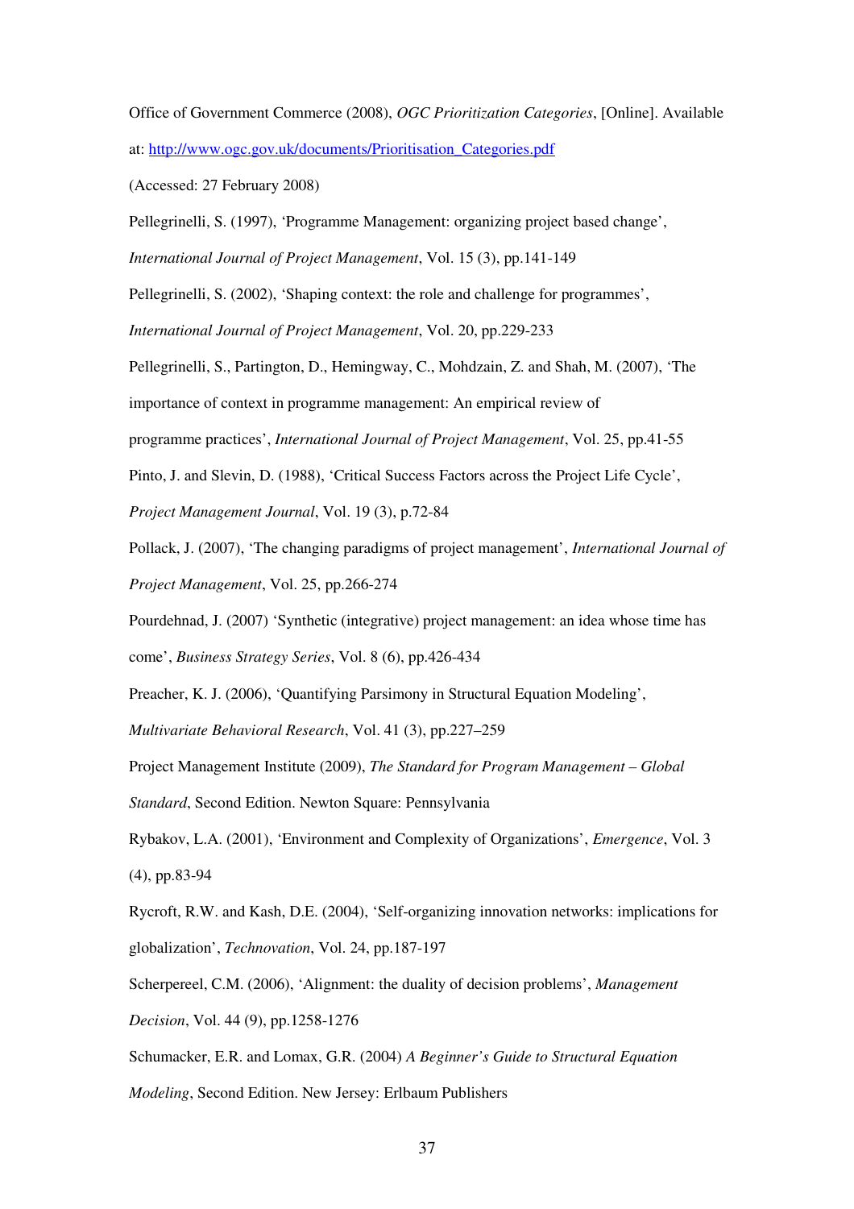Office of Government Commerce (2008), *OGC Prioritization Categories*, [Online]. Available at: http://www.ogc.gov.uk/documents/Prioritisation_Categories.pdf (Accessed: 27 February 2008)

Pellegrinelli, S. (1997), 'Programme Management: organizing project based change', *International Journal of Project Management*, Vol. 15 (3), pp.141-149

Pellegrinelli, S. (2002), 'Shaping context: the role and challenge for programmes', *International Journal of Project Management*, Vol. 20, pp.229-233

Pellegrinelli, S., Partington, D., Hemingway, C., Mohdzain, Z. and Shah, M. (2007), 'The importance of context in programme management: An empirical review of programme practices', *International Journal of Project Management*, Vol. 25, pp.41-55

Pinto, J. and Slevin, D. (1988), 'Critical Success Factors across the Project Life Cycle', *Project Management Journal*, Vol. 19 (3), p.72-84

Pollack, J. (2007), 'The changing paradigms of project management', *International Journal of Project Management*, Vol. 25, pp.266-274

Pourdehnad, J. (2007) 'Synthetic (integrative) project management: an idea whose time has come', *Business Strategy Series*, Vol. 8 (6), pp.426-434

Preacher, K. J. (2006), 'Quantifying Parsimony in Structural Equation Modeling', *Multivariate Behavioral Research*, Vol. 41 (3), pp.227–259

Project Management Institute (2009), *The Standard for Program Management – Global Standard*, Second Edition. Newton Square: Pennsylvania

Rybakov, L.A. (2001), 'Environment and Complexity of Organizations', *Emergence*, Vol. 3 (4), pp.83-94

Rycroft, R.W. and Kash, D.E. (2004), 'Self-organizing innovation networks: implications for globalization', *Technovation*, Vol. 24, pp.187-197

Scherpereel, C.M. (2006), 'Alignment: the duality of decision problems', *Management Decision*, Vol. 44 (9), pp.1258-1276

Schumacker, E.R. and Lomax, G.R. (2004) *A Beginner's Guide to Structural Equation Modeling*, Second Edition. New Jersey: Erlbaum Publishers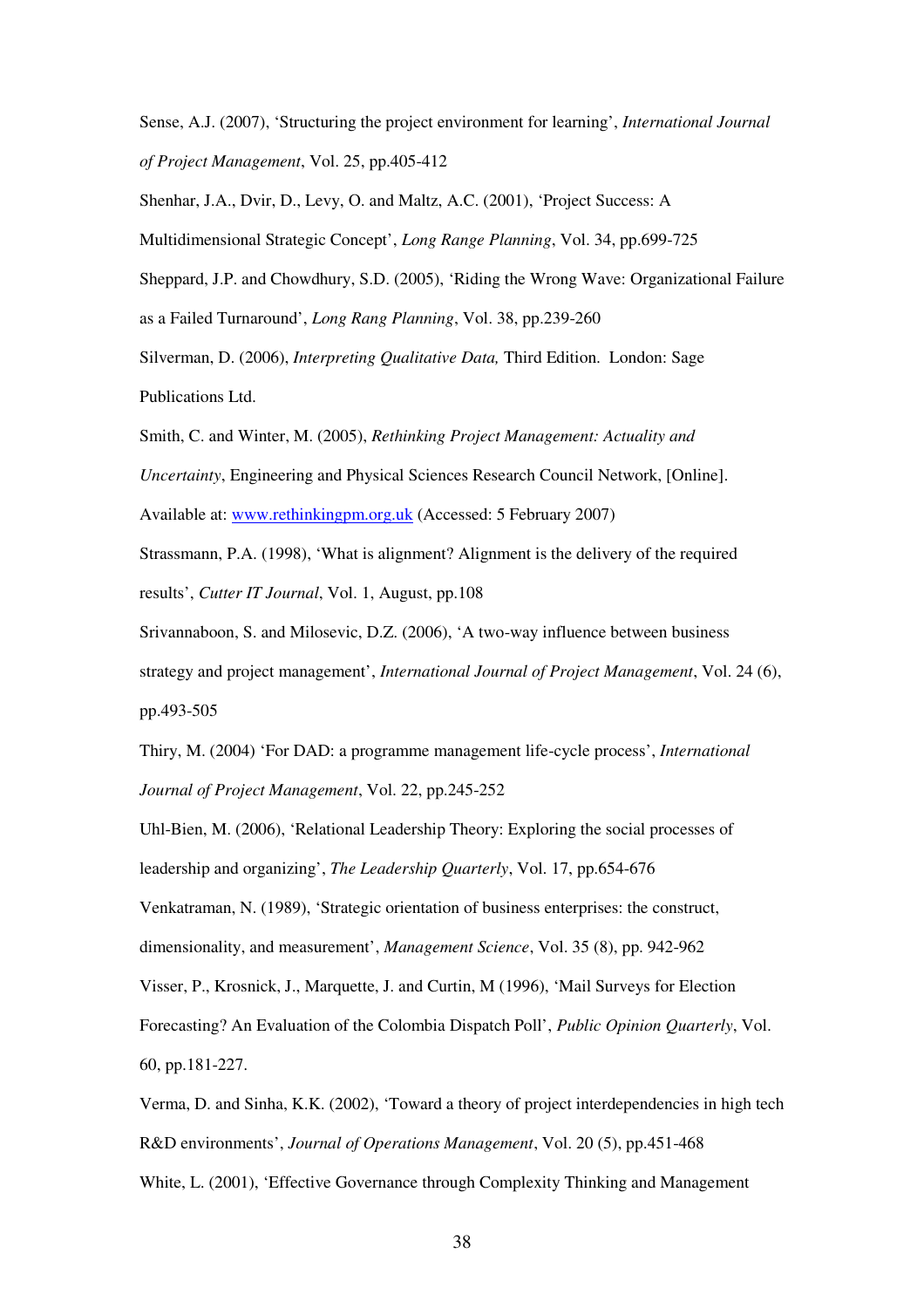Sense, A.J. (2007), 'Structuring the project environment for learning', *International Journal of Project Management*, Vol. 25, pp.405-412

Shenhar, J.A., Dvir, D., Levy, O. and Maltz, A.C. (2001), 'Project Success: A Multidimensional Strategic Concept', *Long Range Planning*, Vol. 34, pp.699-725

Sheppard, J.P. and Chowdhury, S.D. (2005), 'Riding the Wrong Wave: Organizational Failure as a Failed Turnaround', *Long Rang Planning*, Vol. 38, pp.239-260

Silverman, D. (2006), *Interpreting Qualitative Data,* Third Edition. London: Sage Publications Ltd.

Smith, C. and Winter, M. (2005), *Rethinking Project Management: Actuality and Uncertainty*, Engineering and Physical Sciences Research Council Network, [Online]. Available at: www.rethinkingpm.org.uk (Accessed: 5 February 2007)

Strassmann, P.A. (1998), 'What is alignment? Alignment is the delivery of the required results', *Cutter IT Journal*, Vol. 1, August, pp.108

Srivannaboon, S. and Milosevic, D.Z. (2006), 'A two-way influence between business strategy and project management', *International Journal of Project Management*, Vol. 24 (6), pp.493-505

Thiry, M. (2004) 'For DAD: a programme management life-cycle process', *International Journal of Project Management*, Vol. 22, pp.245-252

Uhl-Bien, M. (2006), 'Relational Leadership Theory: Exploring the social processes of leadership and organizing', *The Leadership Quarterly*, Vol. 17, pp.654-676

Venkatraman, N. (1989), 'Strategic orientation of business enterprises: the construct, dimensionality, and measurement', *Management Science*, Vol. 35 (8), pp. 942-962

Visser, P., Krosnick, J., Marquette, J. and Curtin, M (1996), 'Mail Surveys for Election Forecasting? An Evaluation of the Colombia Dispatch Poll', *Public Opinion Quarterly*, Vol. 60, pp.181-227.

Verma, D. and Sinha, K.K. (2002), 'Toward a theory of project interdependencies in high tech R&D environments', *Journal of Operations Management*, Vol. 20 (5), pp.451-468

White, L. (2001), 'Effective Governance through Complexity Thinking and Management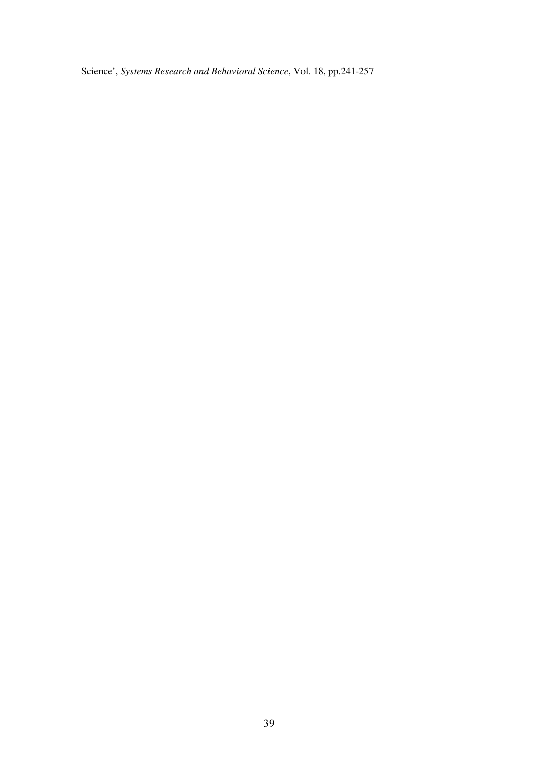Science', *Systems Research and Behavioral Science*, Vol. 18, pp.241-257